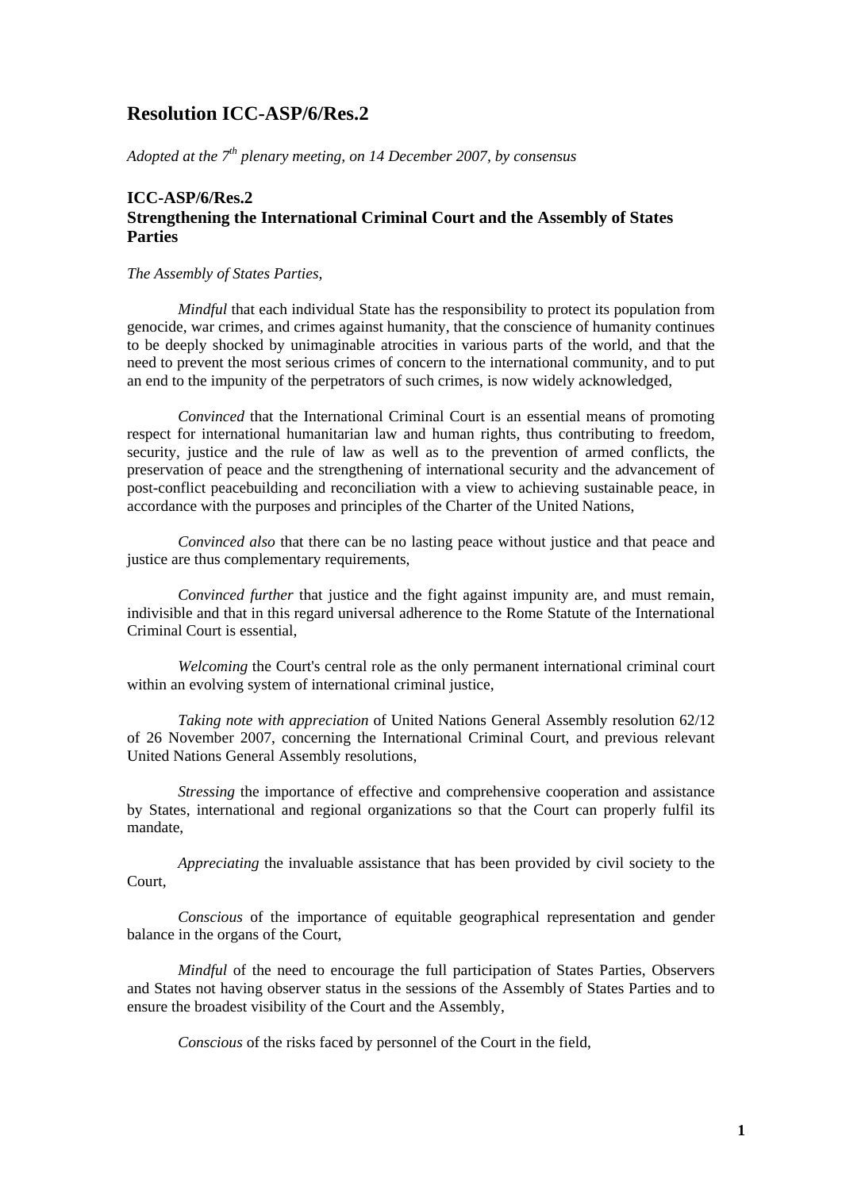# Resolution ICC-ASP/6/Res.2

*Adopted at the 7th plenary meeting, on 14 December 2007, by consensus*

## ICC-ASP/6/Res.2
## Strengthening the International Criminal Court and the Assembly of States Parties

*The Assembly of States Parties,*

*Mindful* that each individual State has the responsibility to protect its population from genocide, war crimes, and crimes against humanity, that the conscience of humanity continues to be deeply shocked by unimaginable atrocities in various parts of the world, and that the need to prevent the most serious crimes of concern to the international community, and to put an end to the impunity of the perpetrators of such crimes, is now widely acknowledged,

*Convinced* that the International Criminal Court is an essential means of promoting respect for international humanitarian law and human rights, thus contributing to freedom, security, justice and the rule of law as well as to the prevention of armed conflicts, the preservation of peace and the strengthening of international security and the advancement of post-conflict peacebuilding and reconciliation with a view to achieving sustainable peace, in accordance with the purposes and principles of the Charter of the United Nations,

*Convinced also* that there can be no lasting peace without justice and that peace and justice are thus complementary requirements,

*Convinced further* that justice and the fight against impunity are, and must remain, indivisible and that in this regard universal adherence to the Rome Statute of the International Criminal Court is essential,

*Welcoming* the Court's central role as the only permanent international criminal court within an evolving system of international criminal justice,

*Taking note with appreciation* of United Nations General Assembly resolution 62/12 of 26 November 2007, concerning the International Criminal Court, and previous relevant United Nations General Assembly resolutions,

*Stressing* the importance of effective and comprehensive cooperation and assistance by States, international and regional organizations so that the Court can properly fulfil its mandate,

*Appreciating* the invaluable assistance that has been provided by civil society to the Court,

*Conscious* of the importance of equitable geographical representation and gender balance in the organs of the Court,

*Mindful* of the need to encourage the full participation of States Parties, Observers and States not having observer status in the sessions of the Assembly of States Parties and to ensure the broadest visibility of the Court and the Assembly,

*Conscious* of the risks faced by personnel of the Court in the field,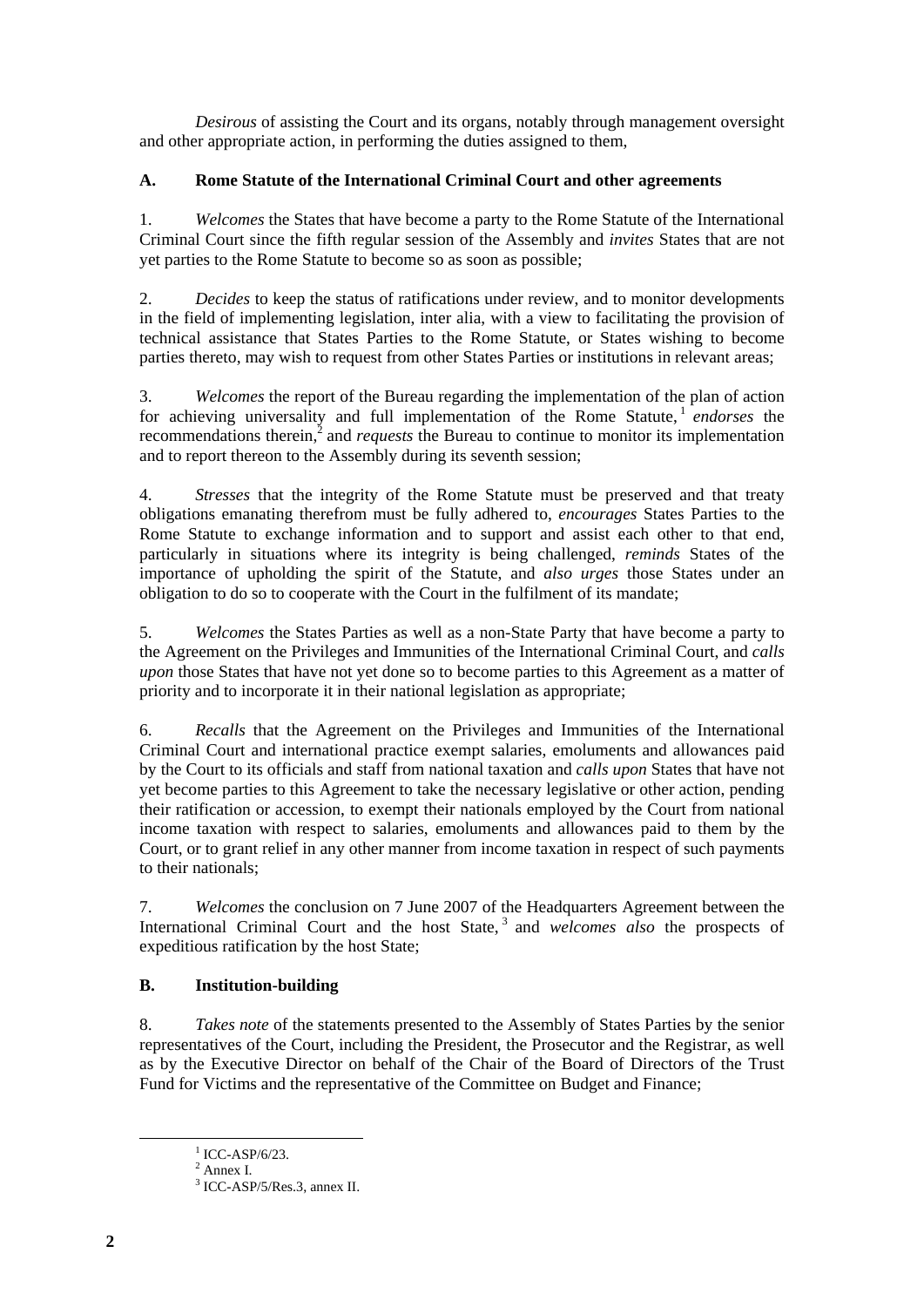*Desirous* of assisting the Court and its organs, notably through management oversight and other appropriate action, in performing the duties assigned to them,

## A. Rome Statute of the International Criminal Court and other agreements

1. *Welcomes* the States that have become a party to the Rome Statute of the International Criminal Court since the fifth regular session of the Assembly and *invites* States that are not yet parties to the Rome Statute to become so as soon as possible;

2. *Decides* to keep the status of ratifications under review, and to monitor developments in the field of implementing legislation, inter alia, with a view to facilitating the provision of technical assistance that States Parties to the Rome Statute, or States wishing to become parties thereto, may wish to request from other States Parties or institutions in relevant areas;

3. *Welcomes* the report of the Bureau regarding the implementation of the plan of action for achieving universality and full implementation of the Rome Statute,[1] *endorses* the recommendations therein,[2] and *requests* the Bureau to continue to monitor its implementation and to report thereon to the Assembly during its seventh session;

4. *Stresses* that the integrity of the Rome Statute must be preserved and that treaty obligations emanating therefrom must be fully adhered to, *encourages* States Parties to the Rome Statute to exchange information and to support and assist each other to that end, particularly in situations where its integrity is being challenged, *reminds* States of the importance of upholding the spirit of the Statute, and *also urges* those States under an obligation to do so to cooperate with the Court in the fulfilment of its mandate;

5. *Welcomes* the States Parties as well as a non-State Party that have become a party to the Agreement on the Privileges and Immunities of the International Criminal Court, and *calls upon* those States that have not yet done so to become parties to this Agreement as a matter of priority and to incorporate it in their national legislation as appropriate;

6. *Recalls* that the Agreement on the Privileges and Immunities of the International Criminal Court and international practice exempt salaries, emoluments and allowances paid by the Court to its officials and staff from national taxation and *calls upon* States that have not yet become parties to this Agreement to take the necessary legislative or other action, pending their ratification or accession, to exempt their nationals employed by the Court from national income taxation with respect to salaries, emoluments and allowances paid to them by the Court, or to grant relief in any other manner from income taxation in respect of such payments to their nationals;

7. *Welcomes* the conclusion on 7 June 2007 of the Headquarters Agreement between the International Criminal Court and the host State,[3] and *welcomes also* the prospects of expeditious ratification by the host State;

## B. Institution-building

8. *Takes note* of the statements presented to the Assembly of States Parties by the senior representatives of the Court, including the President, the Prosecutor and the Registrar, as well as by the Executive Director on behalf of the Chair of the Board of Directors of the Trust Fund for Victims and the representative of the Committee on Budget and Finance;

---

[1] ICC-ASP/6/23.

[2] Annex I.

[3] ICC-ASP/5/Res.3, annex II.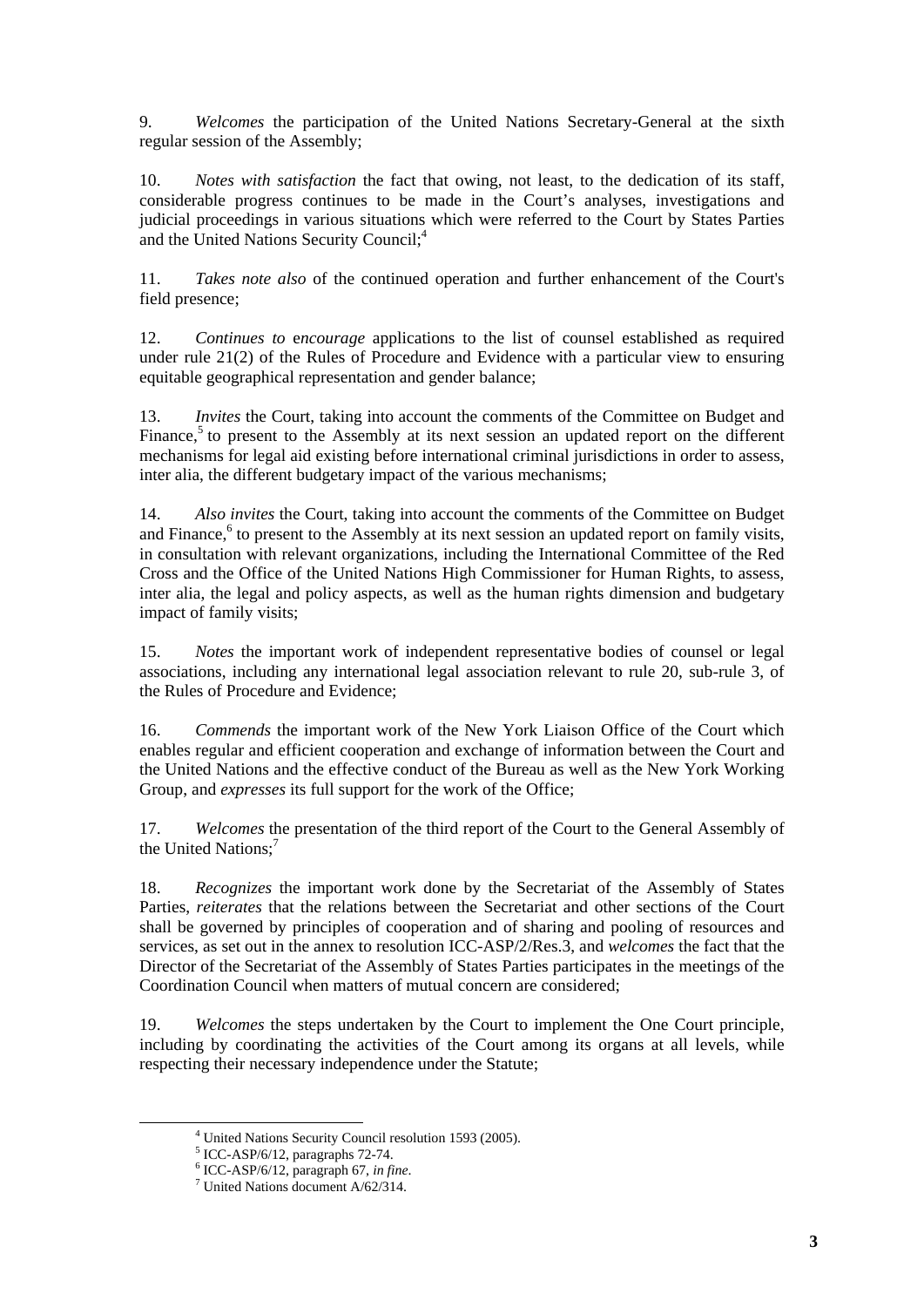9. *Welcomes* the participation of the United Nations Secretary-General at the sixth regular session of the Assembly;

10. *Notes with satisfaction* the fact that owing, not least, to the dedication of its staff, considerable progress continues to be made in the Court's analyses, investigations and judicial proceedings in various situations which were referred to the Court by States Parties and the United Nations Security Council;[4]

11. *Takes note also* of the continued operation and further enhancement of the Court's field presence;

12. *Continues to encourage* applications to the list of counsel established as required under rule 21(2) of the Rules of Procedure and Evidence with a particular view to ensuring equitable geographical representation and gender balance;

13. *Invites* the Court, taking into account the comments of the Committee on Budget and Finance,[5] to present to the Assembly at its next session an updated report on the different mechanisms for legal aid existing before international criminal jurisdictions in order to assess, inter alia, the different budgetary impact of the various mechanisms;

14. *Also invites* the Court, taking into account the comments of the Committee on Budget and Finance,[6] to present to the Assembly at its next session an updated report on family visits, in consultation with relevant organizations, including the International Committee of the Red Cross and the Office of the United Nations High Commissioner for Human Rights, to assess, inter alia, the legal and policy aspects, as well as the human rights dimension and budgetary impact of family visits;

15. *Notes* the important work of independent representative bodies of counsel or legal associations, including any international legal association relevant to rule 20, sub-rule 3, of the Rules of Procedure and Evidence;

16. *Commends* the important work of the New York Liaison Office of the Court which enables regular and efficient cooperation and exchange of information between the Court and the United Nations and the effective conduct of the Bureau as well as the New York Working Group, and *expresses* its full support for the work of the Office;

17. *Welcomes* the presentation of the third report of the Court to the General Assembly of the United Nations;[7]

18. *Recognizes* the important work done by the Secretariat of the Assembly of States Parties, *reiterates* that the relations between the Secretariat and other sections of the Court shall be governed by principles of cooperation and of sharing and pooling of resources and services, as set out in the annex to resolution ICC-ASP/2/Res.3, and *welcomes* the fact that the Director of the Secretariat of the Assembly of States Parties participates in the meetings of the Coordination Council when matters of mutual concern are considered;

19. *Welcomes* the steps undertaken by the Court to implement the One Court principle, including by coordinating the activities of the Court among its organs at all levels, while respecting their necessary independence under the Statute;

---

[4] United Nations Security Council resolution 1593 (2005).

[5] ICC-ASP/6/12, paragraphs 72-74.

[6] ICC-ASP/6/12, paragraph 67, *in fine*.

[7] United Nations document A/62/314.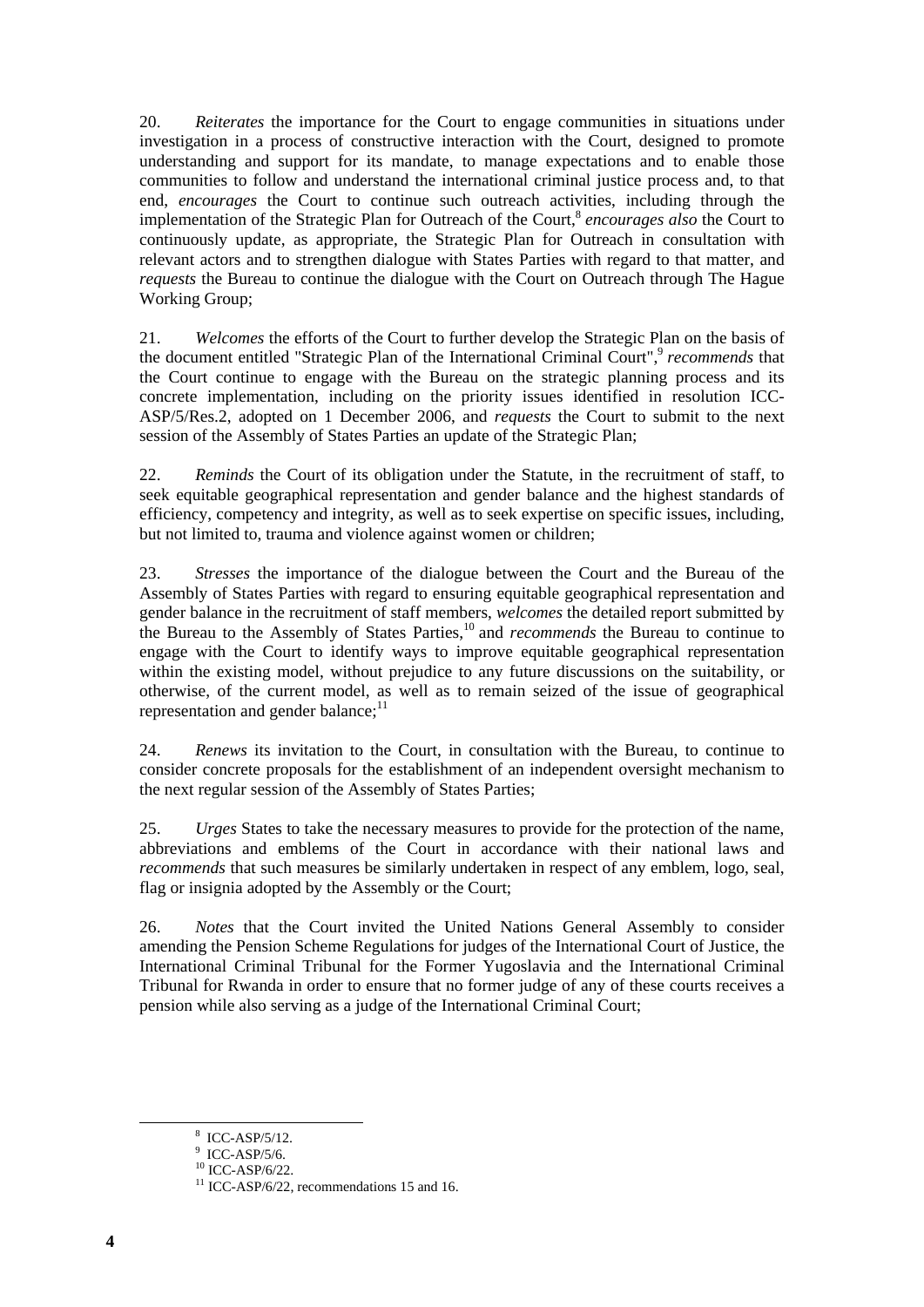20. *Reiterates* the importance for the Court to engage communities in situations under investigation in a process of constructive interaction with the Court, designed to promote understanding and support for its mandate, to manage expectations and to enable those communities to follow and understand the international criminal justice process and, to that end, *encourages* the Court to continue such outreach activities, including through the implementation of the Strategic Plan for Outreach of the Court,[8] *encourages also* the Court to continuously update, as appropriate, the Strategic Plan for Outreach in consultation with relevant actors and to strengthen dialogue with States Parties with regard to that matter, and *requests* the Bureau to continue the dialogue with the Court on Outreach through The Hague Working Group;

21. *Welcomes* the efforts of the Court to further develop the Strategic Plan on the basis of the document entitled "Strategic Plan of the International Criminal Court",[9] *recommends* that the Court continue to engage with the Bureau on the strategic planning process and its concrete implementation, including on the priority issues identified in resolution ICC-ASP/5/Res.2, adopted on 1 December 2006, and *requests* the Court to submit to the next session of the Assembly of States Parties an update of the Strategic Plan;

22. *Reminds* the Court of its obligation under the Statute, in the recruitment of staff, to seek equitable geographical representation and gender balance and the highest standards of efficiency, competency and integrity, as well as to seek expertise on specific issues, including, but not limited to, trauma and violence against women or children;

23. *Stresses* the importance of the dialogue between the Court and the Bureau of the Assembly of States Parties with regard to ensuring equitable geographical representation and gender balance in the recruitment of staff members, *welcomes* the detailed report submitted by the Bureau to the Assembly of States Parties,[10] and *recommends* the Bureau to continue to engage with the Court to identify ways to improve equitable geographical representation within the existing model, without prejudice to any future discussions on the suitability, or otherwise, of the current model, as well as to remain seized of the issue of geographical representation and gender balance;[11]

24. *Renews* its invitation to the Court, in consultation with the Bureau, to continue to consider concrete proposals for the establishment of an independent oversight mechanism to the next regular session of the Assembly of States Parties;

25. *Urges* States to take the necessary measures to provide for the protection of the name, abbreviations and emblems of the Court in accordance with their national laws and *recommends* that such measures be similarly undertaken in respect of any emblem, logo, seal, flag or insignia adopted by the Assembly or the Court;

26. *Notes* that the Court invited the United Nations General Assembly to consider amending the Pension Scheme Regulations for judges of the International Court of Justice, the International Criminal Tribunal for the Former Yugoslavia and the International Criminal Tribunal for Rwanda in order to ensure that no former judge of any of these courts receives a pension while also serving as a judge of the International Criminal Court;

---

[8] ICC-ASP/5/12.

[9] ICC-ASP/5/6.

[10] ICC-ASP/6/22.

[11] ICC-ASP/6/22, recommendations 15 and 16.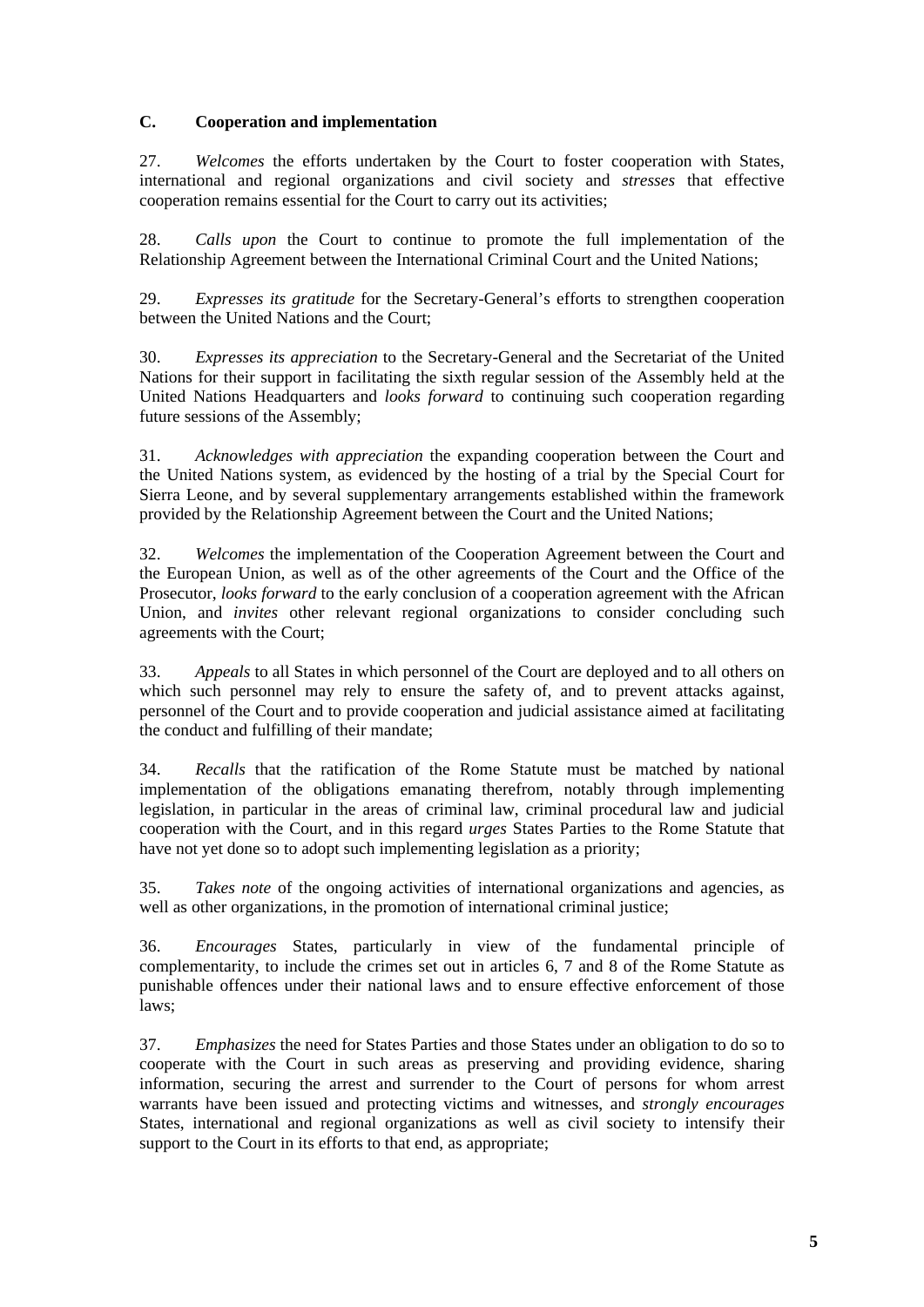### C. Cooperation and implementation

27. *Welcomes* the efforts undertaken by the Court to foster cooperation with States, international and regional organizations and civil society and *stresses* that effective cooperation remains essential for the Court to carry out its activities;

28. *Calls upon* the Court to continue to promote the full implementation of the Relationship Agreement between the International Criminal Court and the United Nations;

29. *Expresses its gratitude* for the Secretary-General's efforts to strengthen cooperation between the United Nations and the Court;

30. *Expresses its appreciation* to the Secretary-General and the Secretariat of the United Nations for their support in facilitating the sixth regular session of the Assembly held at the United Nations Headquarters and *looks forward* to continuing such cooperation regarding future sessions of the Assembly;

31. *Acknowledges with appreciation* the expanding cooperation between the Court and the United Nations system, as evidenced by the hosting of a trial by the Special Court for Sierra Leone, and by several supplementary arrangements established within the framework provided by the Relationship Agreement between the Court and the United Nations;

32. *Welcomes* the implementation of the Cooperation Agreement between the Court and the European Union, as well as of the other agreements of the Court and the Office of the Prosecutor, *looks forward* to the early conclusion of a cooperation agreement with the African Union, and *invites* other relevant regional organizations to consider concluding such agreements with the Court;

33. *Appeals* to all States in which personnel of the Court are deployed and to all others on which such personnel may rely to ensure the safety of, and to prevent attacks against, personnel of the Court and to provide cooperation and judicial assistance aimed at facilitating the conduct and fulfilling of their mandate;

34. *Recalls* that the ratification of the Rome Statute must be matched by national implementation of the obligations emanating therefrom, notably through implementing legislation, in particular in the areas of criminal law, criminal procedural law and judicial cooperation with the Court, and in this regard *urges* States Parties to the Rome Statute that have not yet done so to adopt such implementing legislation as a priority;

35. *Takes note* of the ongoing activities of international organizations and agencies, as well as other organizations, in the promotion of international criminal justice;

36. *Encourages* States, particularly in view of the fundamental principle of complementarity, to include the crimes set out in articles 6, 7 and 8 of the Rome Statute as punishable offences under their national laws and to ensure effective enforcement of those laws;

37. *Emphasizes* the need for States Parties and those States under an obligation to do so to cooperate with the Court in such areas as preserving and providing evidence, sharing information, securing the arrest and surrender to the Court of persons for whom arrest warrants have been issued and protecting victims and witnesses, and *strongly encourages* States, international and regional organizations as well as civil society to intensify their support to the Court in its efforts to that end, as appropriate;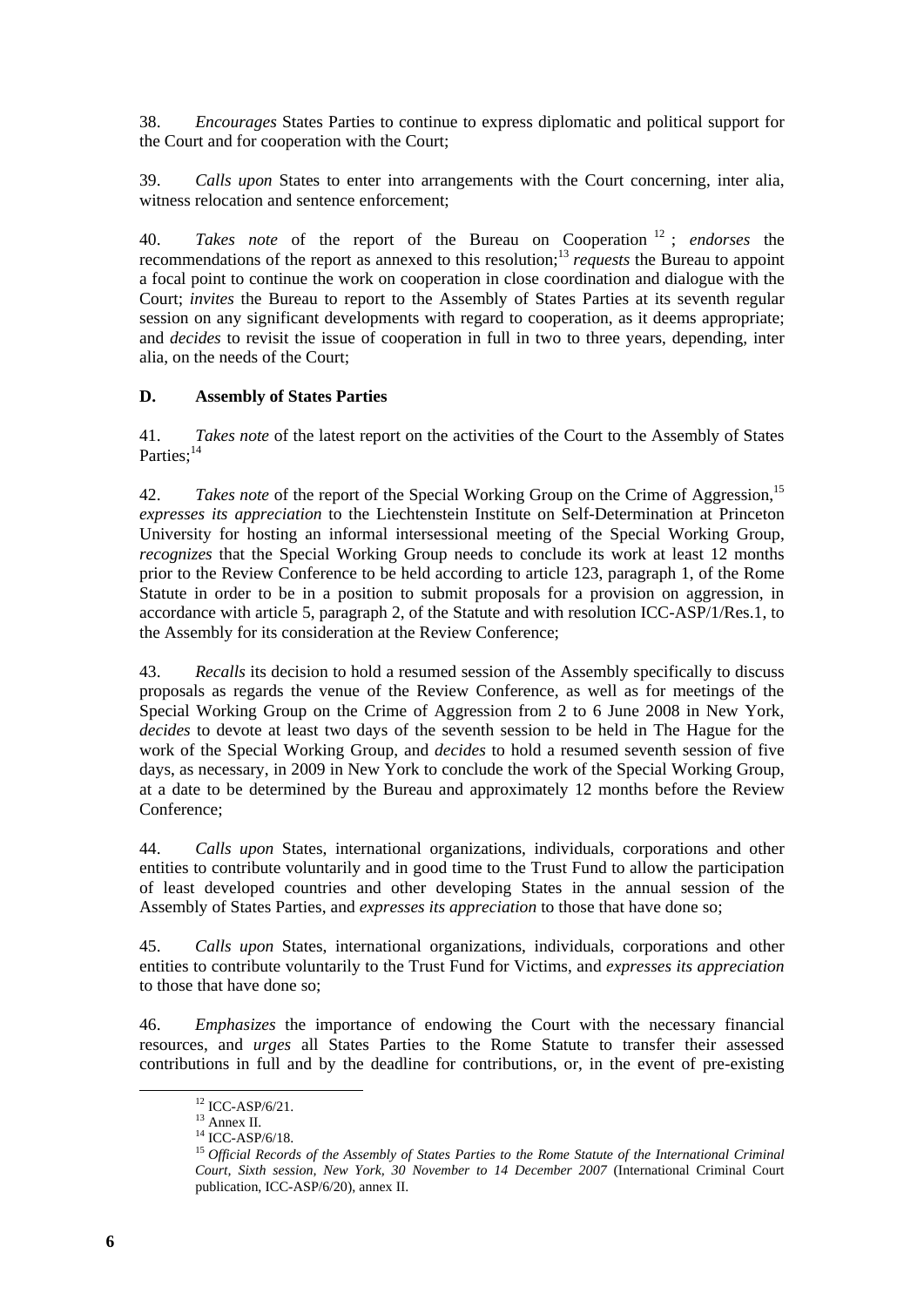38. *Encourages* States Parties to continue to express diplomatic and political support for the Court and for cooperation with the Court;

39. *Calls upon* States to enter into arrangements with the Court concerning, inter alia, witness relocation and sentence enforcement;

40. *Takes note* of the report of the Bureau on Cooperation[12]; *endorses* the recommendations of the report as annexed to this resolution;[13] *requests* the Bureau to appoint a focal point to continue the work on cooperation in close coordination and dialogue with the Court; *invites* the Bureau to report to the Assembly of States Parties at its seventh regular session on any significant developments with regard to cooperation, as it deems appropriate; and *decides* to revisit the issue of cooperation in full in two to three years, depending, inter alia, on the needs of the Court;

**D. Assembly of States Parties**

41. *Takes note* of the latest report on the activities of the Court to the Assembly of States Parties;[14]

42. *Takes note* of the report of the Special Working Group on the Crime of Aggression,[15] *expresses its appreciation* to the Liechtenstein Institute on Self-Determination at Princeton University for hosting an informal intersessional meeting of the Special Working Group, *recognizes* that the Special Working Group needs to conclude its work at least 12 months prior to the Review Conference to be held according to article 123, paragraph 1, of the Rome Statute in order to be in a position to submit proposals for a provision on aggression, in accordance with article 5, paragraph 2, of the Statute and with resolution ICC-ASP/1/Res.1, to the Assembly for its consideration at the Review Conference;

43. *Recalls* its decision to hold a resumed session of the Assembly specifically to discuss proposals as regards the venue of the Review Conference, as well as for meetings of the Special Working Group on the Crime of Aggression from 2 to 6 June 2008 in New York, *decides* to devote at least two days of the seventh session to be held in The Hague for the work of the Special Working Group, and *decides* to hold a resumed seventh session of five days, as necessary, in 2009 in New York to conclude the work of the Special Working Group, at a date to be determined by the Bureau and approximately 12 months before the Review Conference;

44. *Calls upon* States, international organizations, individuals, corporations and other entities to contribute voluntarily and in good time to the Trust Fund to allow the participation of least developed countries and other developing States in the annual session of the Assembly of States Parties, and *expresses its appreciation* to those that have done so;

45. *Calls upon* States, international organizations, individuals, corporations and other entities to contribute voluntarily to the Trust Fund for Victims, and *expresses its appreciation* to those that have done so;

46. *Emphasizes* the importance of endowing the Court with the necessary financial resources, and *urges* all States Parties to the Rome Statute to transfer their assessed contributions in full and by the deadline for contributions, or, in the event of pre-existing

---

[12] ICC-ASP/6/21.

[13] Annex II.

[14] ICC-ASP/6/18.

[15] *Official Records of the Assembly of States Parties to the Rome Statute of the International Criminal Court, Sixth session, New York, 30 November to 14 December 2007* (International Criminal Court publication, ICC-ASP/6/20), annex II.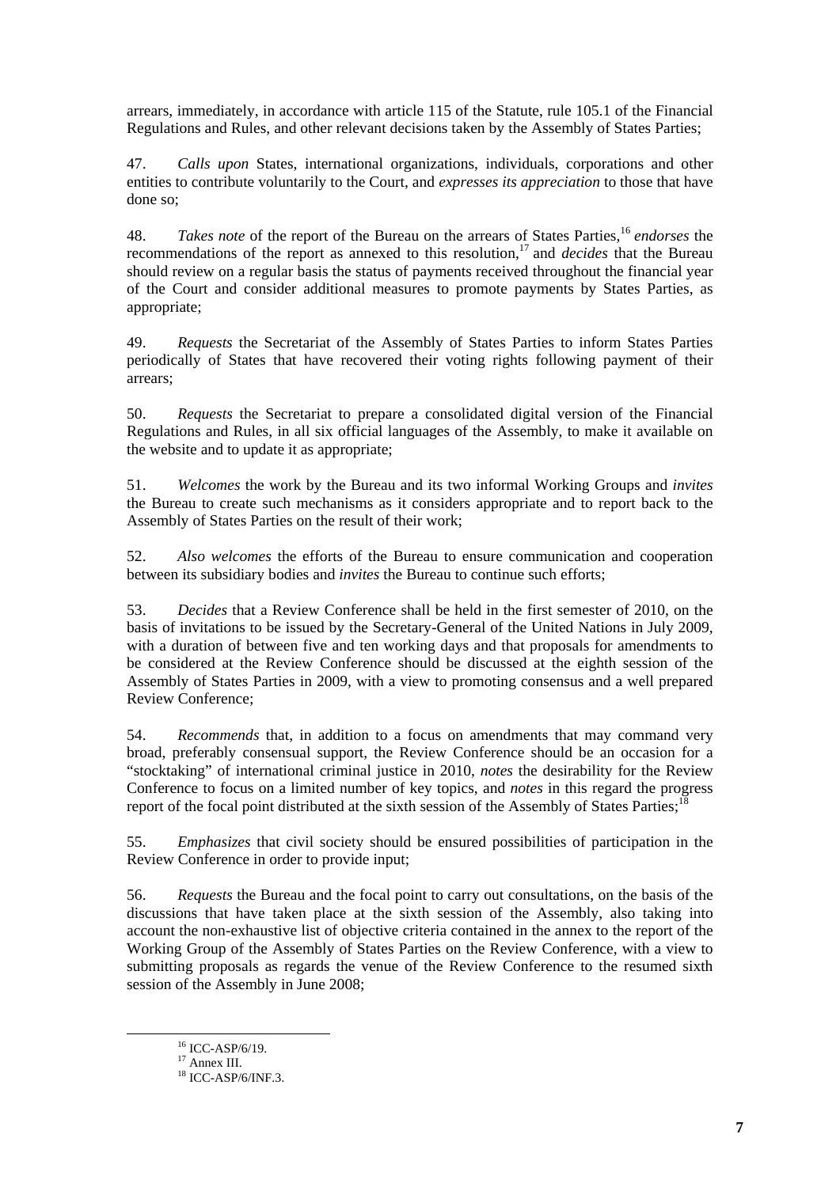arrears, immediately, in accordance with article 115 of the Statute, rule 105.1 of the Financial Regulations and Rules, and other relevant decisions taken by the Assembly of States Parties;

47. *Calls upon* States, international organizations, individuals, corporations and other entities to contribute voluntarily to the Court, and *expresses its appreciation* to those that have done so;

48. *Takes note* of the report of the Bureau on the arrears of States Parties,[16] *endorses* the recommendations of the report as annexed to this resolution,[17] and *decides* that the Bureau should review on a regular basis the status of payments received throughout the financial year of the Court and consider additional measures to promote payments by States Parties, as appropriate;

49. *Requests* the Secretariat of the Assembly of States Parties to inform States Parties periodically of States that have recovered their voting rights following payment of their arrears;

50. *Requests* the Secretariat to prepare a consolidated digital version of the Financial Regulations and Rules, in all six official languages of the Assembly, to make it available on the website and to update it as appropriate;

51. *Welcomes* the work by the Bureau and its two informal Working Groups and *invites* the Bureau to create such mechanisms as it considers appropriate and to report back to the Assembly of States Parties on the result of their work;

52. *Also welcomes* the efforts of the Bureau to ensure communication and cooperation between its subsidiary bodies and *invites* the Bureau to continue such efforts;

53. *Decides* that a Review Conference shall be held in the first semester of 2010, on the basis of invitations to be issued by the Secretary-General of the United Nations in July 2009, with a duration of between five and ten working days and that proposals for amendments to be considered at the Review Conference should be discussed at the eighth session of the Assembly of States Parties in 2009, with a view to promoting consensus and a well prepared Review Conference;

54. *Recommends* that, in addition to a focus on amendments that may command very broad, preferably consensual support, the Review Conference should be an occasion for a "stocktaking" of international criminal justice in 2010, *notes* the desirability for the Review Conference to focus on a limited number of key topics, and *notes* in this regard the progress report of the focal point distributed at the sixth session of the Assembly of States Parties;[18]

55. *Emphasizes* that civil society should be ensured possibilities of participation in the Review Conference in order to provide input;

56. *Requests* the Bureau and the focal point to carry out consultations, on the basis of the discussions that have taken place at the sixth session of the Assembly, also taking into account the non-exhaustive list of objective criteria contained in the annex to the report of the Working Group of the Assembly of States Parties on the Review Conference, with a view to submitting proposals as regards the venue of the Review Conference to the resumed sixth session of the Assembly in June 2008;

---

[16] ICC-ASP/6/19.

[17] Annex III.

[18] ICC-ASP/6/INF.3.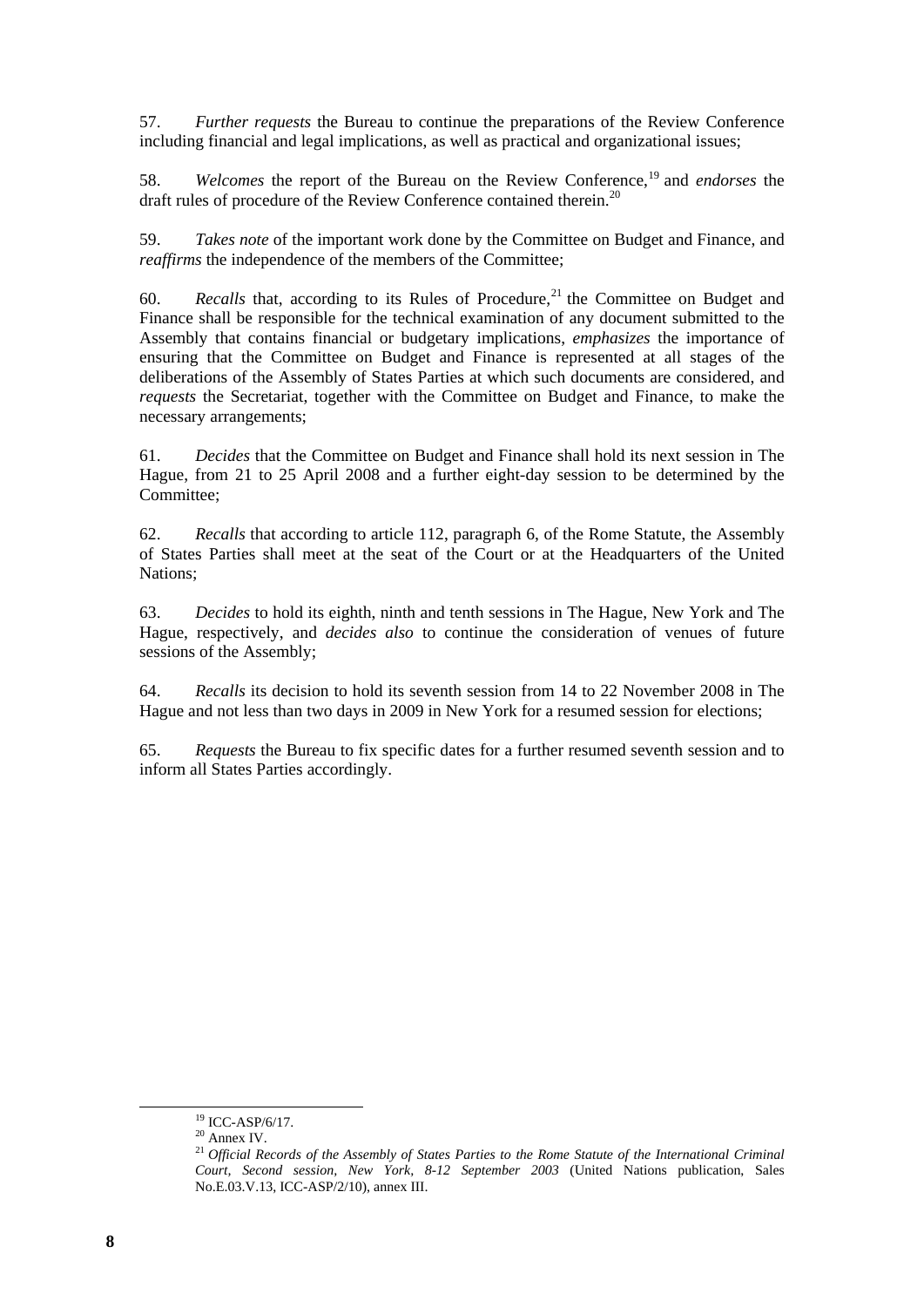57. *Further requests* the Bureau to continue the preparations of the Review Conference including financial and legal implications, as well as practical and organizational issues;

58. *Welcomes* the report of the Bureau on the Review Conference,[19] and *endorses* the draft rules of procedure of the Review Conference contained therein.[20]

59. *Takes note* of the important work done by the Committee on Budget and Finance, and *reaffirms* the independence of the members of the Committee;

60. *Recalls* that, according to its Rules of Procedure,[21] the Committee on Budget and Finance shall be responsible for the technical examination of any document submitted to the Assembly that contains financial or budgetary implications, *emphasizes* the importance of ensuring that the Committee on Budget and Finance is represented at all stages of the deliberations of the Assembly of States Parties at which such documents are considered, and *requests* the Secretariat, together with the Committee on Budget and Finance, to make the necessary arrangements;

61. *Decides* that the Committee on Budget and Finance shall hold its next session in The Hague, from 21 to 25 April 2008 and a further eight-day session to be determined by the Committee;

62. *Recalls* that according to article 112, paragraph 6, of the Rome Statute, the Assembly of States Parties shall meet at the seat of the Court or at the Headquarters of the United Nations;

63. *Decides* to hold its eighth, ninth and tenth sessions in The Hague, New York and The Hague, respectively, and *decides also* to continue the consideration of venues of future sessions of the Assembly;

64. *Recalls* its decision to hold its seventh session from 14 to 22 November 2008 in The Hague and not less than two days in 2009 in New York for a resumed session for elections;

65. *Requests* the Bureau to fix specific dates for a further resumed seventh session and to inform all States Parties accordingly.

---

[19] ICC-ASP/6/17.

[20] Annex IV.

[21] *Official Records of the Assembly of States Parties to the Rome Statute of the International Criminal Court, Second session, New York, 8-12 September 2003* (United Nations publication, Sales No.E.03.V.13, ICC-ASP/2/10), annex III.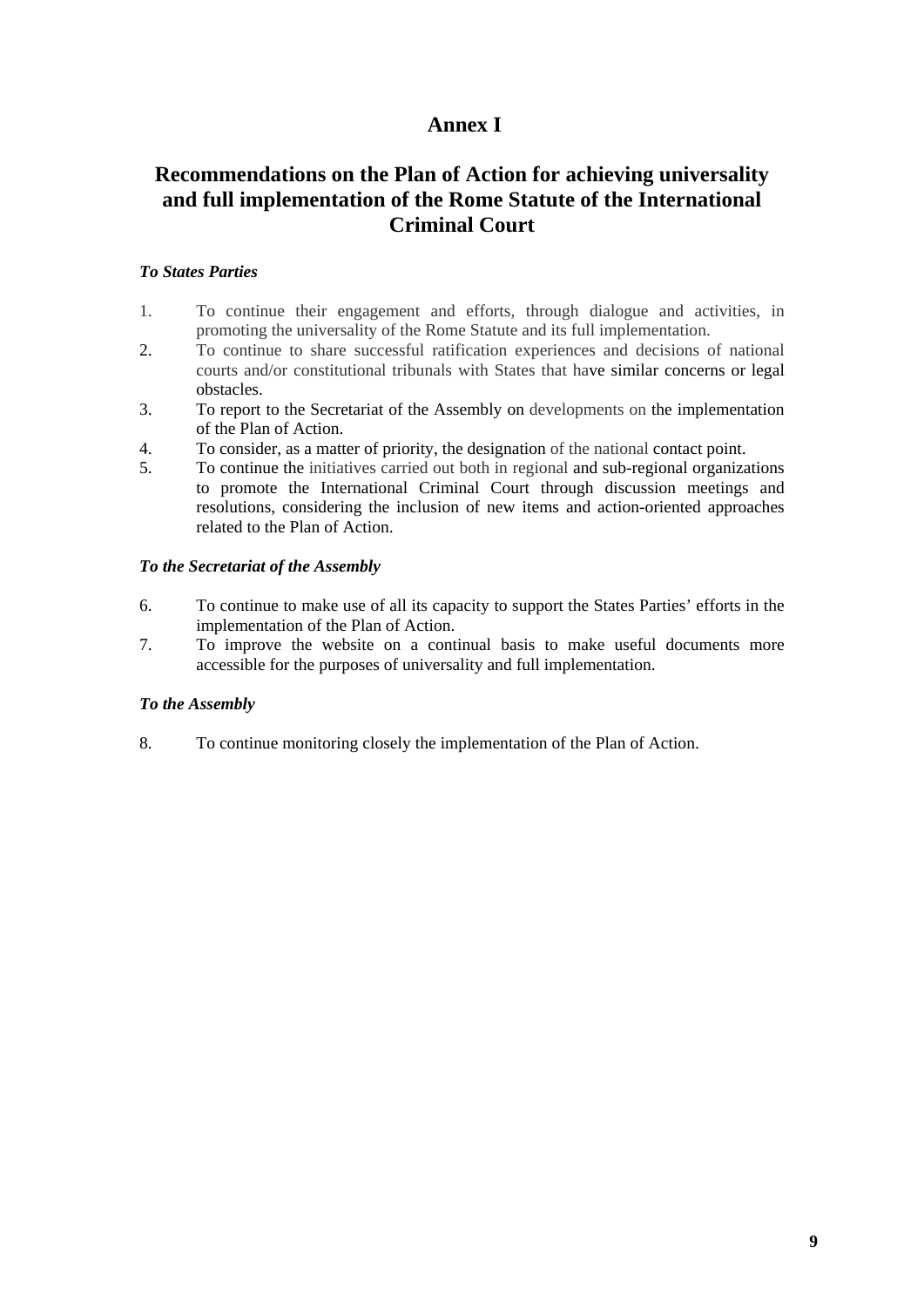# Annex I

## Recommendations on the Plan of Action for achieving universality and full implementation of the Rome Statute of the International Criminal Court

### *To States Parties*

1. To continue their engagement and efforts, through dialogue and activities, in promoting the universality of the Rome Statute and its full implementation.
2. To continue to share successful ratification experiences and decisions of national courts and/or constitutional tribunals with States that have similar concerns or legal obstacles.
3. To report to the Secretariat of the Assembly on developments on the implementation of the Plan of Action.
4. To consider, as a matter of priority, the designation of the national contact point.
5. To continue the initiatives carried out both in regional and sub-regional organizations to promote the International Criminal Court through discussion meetings and resolutions, considering the inclusion of new items and action-oriented approaches related to the Plan of Action.

### *To the Secretariat of the Assembly*

6. To continue to make use of all its capacity to support the States Parties' efforts in the implementation of the Plan of Action.
7. To improve the website on a continual basis to make useful documents more accessible for the purposes of universality and full implementation.

### *To the Assembly*

8. To continue monitoring closely the implementation of the Plan of Action.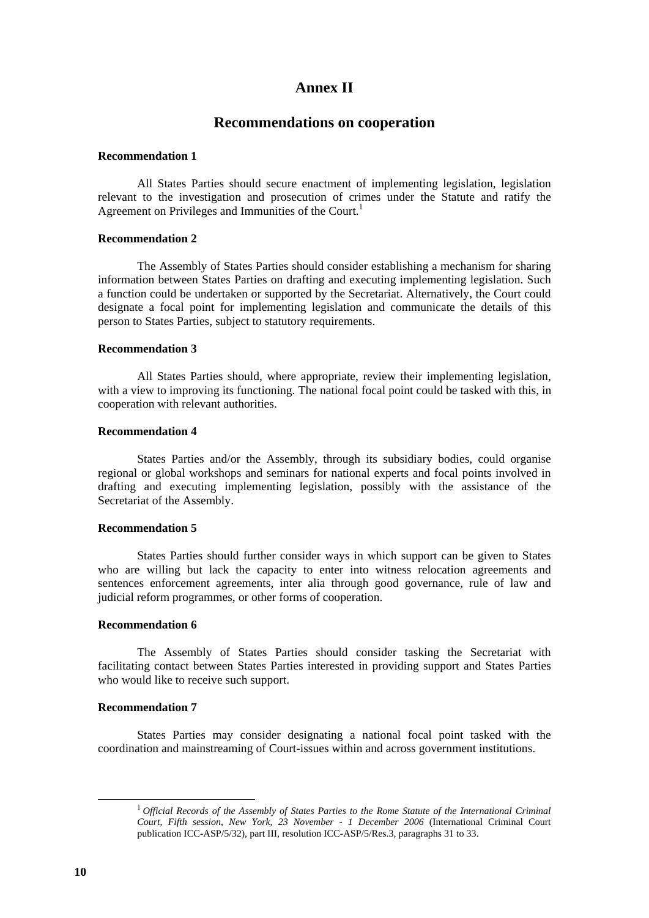# Annex II

## Recommendations on cooperation

**Recommendation 1**

All States Parties should secure enactment of implementing legislation, legislation relevant to the investigation and prosecution of crimes under the Statute and ratify the Agreement on Privileges and Immunities of the Court.[1]

**Recommendation 2**

The Assembly of States Parties should consider establishing a mechanism for sharing information between States Parties on drafting and executing implementing legislation. Such a function could be undertaken or supported by the Secretariat. Alternatively, the Court could designate a focal point for implementing legislation and communicate the details of this person to States Parties, subject to statutory requirements.

**Recommendation 3**

All States Parties should, where appropriate, review their implementing legislation, with a view to improving its functioning. The national focal point could be tasked with this, in cooperation with relevant authorities.

**Recommendation 4**

States Parties and/or the Assembly, through its subsidiary bodies, could organise regional or global workshops and seminars for national experts and focal points involved in drafting and executing implementing legislation, possibly with the assistance of the Secretariat of the Assembly.

**Recommendation 5**

States Parties should further consider ways in which support can be given to States who are willing but lack the capacity to enter into witness relocation agreements and sentences enforcement agreements, inter alia through good governance, rule of law and judicial reform programmes, or other forms of cooperation.

**Recommendation 6**

The Assembly of States Parties should consider tasking the Secretariat with facilitating contact between States Parties interested in providing support and States Parties who would like to receive such support.

**Recommendation 7**

States Parties may consider designating a national focal point tasked with the coordination and mainstreaming of Court-issues within and across government institutions.

---

[1] *Official Records of the Assembly of States Parties to the Rome Statute of the International Criminal Court, Fifth session, New York, 23 November - 1 December 2006* (International Criminal Court publication ICC-ASP/5/32), part III, resolution ICC-ASP/5/Res.3, paragraphs 31 to 33.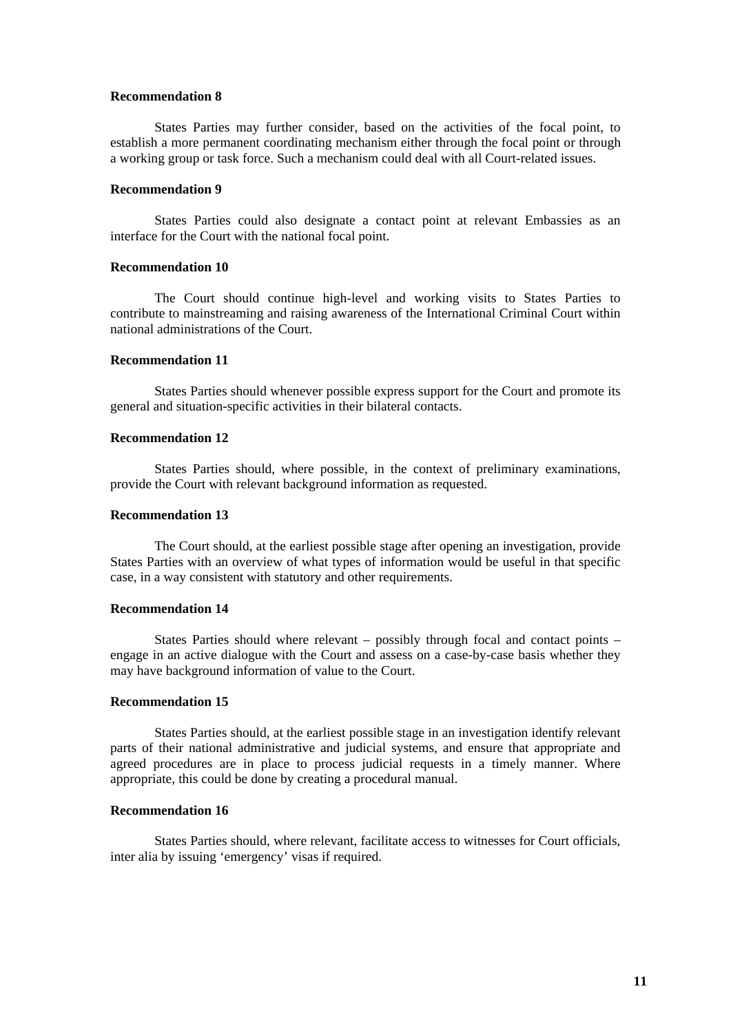**Recommendation 8**

States Parties may further consider, based on the activities of the focal point, to establish a more permanent coordinating mechanism either through the focal point or through a working group or task force. Such a mechanism could deal with all Court-related issues.

**Recommendation 9**

States Parties could also designate a contact point at relevant Embassies as an interface for the Court with the national focal point.

**Recommendation 10**

The Court should continue high-level and working visits to States Parties to contribute to mainstreaming and raising awareness of the International Criminal Court within national administrations of the Court.

**Recommendation 11**

States Parties should whenever possible express support for the Court and promote its general and situation-specific activities in their bilateral contacts.

**Recommendation 12**

States Parties should, where possible, in the context of preliminary examinations, provide the Court with relevant background information as requested.

**Recommendation 13**

The Court should, at the earliest possible stage after opening an investigation, provide States Parties with an overview of what types of information would be useful in that specific case, in a way consistent with statutory and other requirements.

**Recommendation 14**

States Parties should where relevant – possibly through focal and contact points – engage in an active dialogue with the Court and assess on a case-by-case basis whether they may have background information of value to the Court.

**Recommendation 15**

States Parties should, at the earliest possible stage in an investigation identify relevant parts of their national administrative and judicial systems, and ensure that appropriate and agreed procedures are in place to process judicial requests in a timely manner. Where appropriate, this could be done by creating a procedural manual.

**Recommendation 16**

States Parties should, where relevant, facilitate access to witnesses for Court officials, inter alia by issuing 'emergency' visas if required.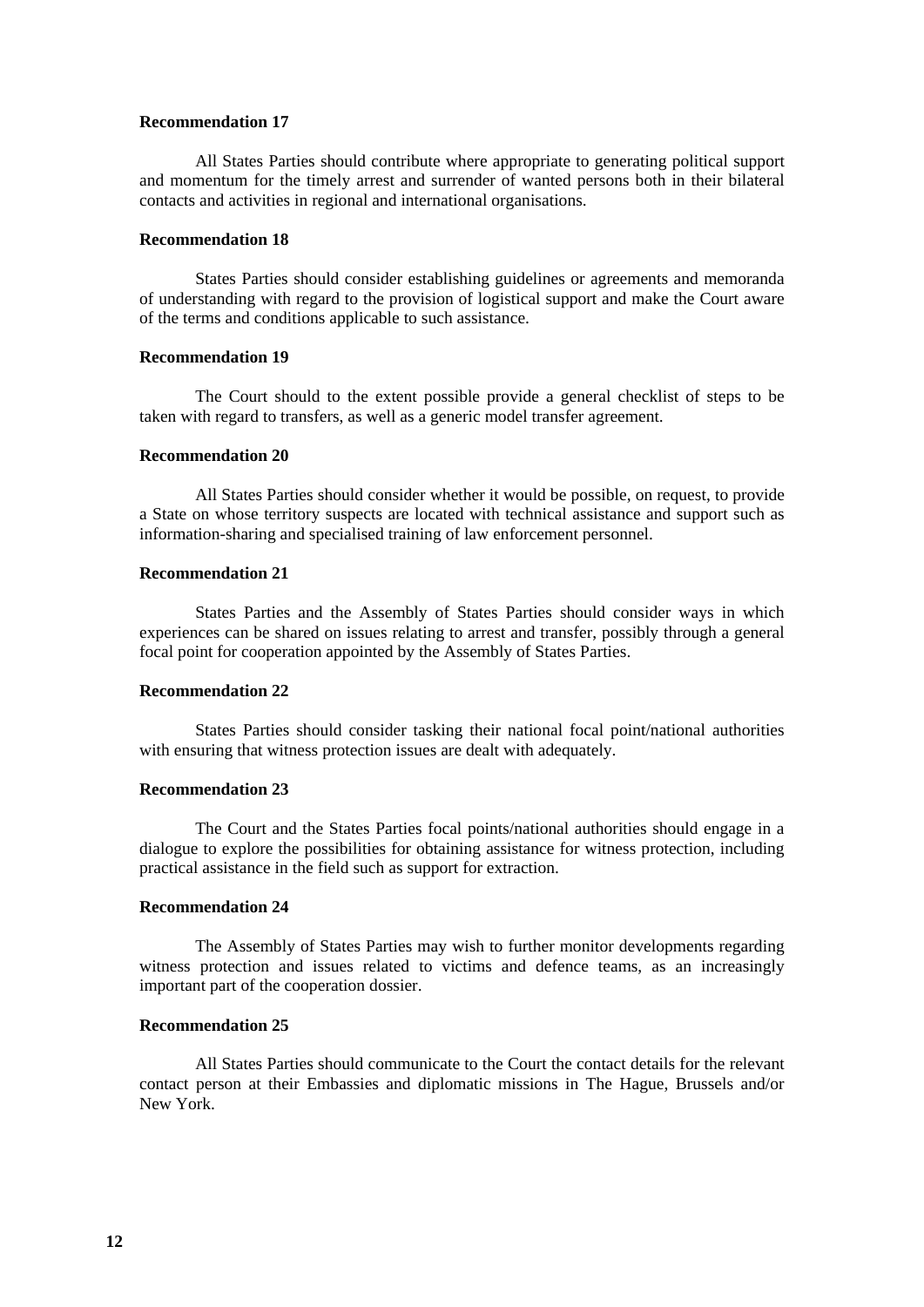**Recommendation 17**

All States Parties should contribute where appropriate to generating political support and momentum for the timely arrest and surrender of wanted persons both in their bilateral contacts and activities in regional and international organisations.

**Recommendation 18**

States Parties should consider establishing guidelines or agreements and memoranda of understanding with regard to the provision of logistical support and make the Court aware of the terms and conditions applicable to such assistance.

**Recommendation 19**

The Court should to the extent possible provide a general checklist of steps to be taken with regard to transfers, as well as a generic model transfer agreement.

**Recommendation 20**

All States Parties should consider whether it would be possible, on request, to provide a State on whose territory suspects are located with technical assistance and support such as information-sharing and specialised training of law enforcement personnel.

**Recommendation 21**

States Parties and the Assembly of States Parties should consider ways in which experiences can be shared on issues relating to arrest and transfer, possibly through a general focal point for cooperation appointed by the Assembly of States Parties.

**Recommendation 22**

States Parties should consider tasking their national focal point/national authorities with ensuring that witness protection issues are dealt with adequately.

**Recommendation 23**

The Court and the States Parties focal points/national authorities should engage in a dialogue to explore the possibilities for obtaining assistance for witness protection, including practical assistance in the field such as support for extraction.

**Recommendation 24**

The Assembly of States Parties may wish to further monitor developments regarding witness protection and issues related to victims and defence teams, as an increasingly important part of the cooperation dossier.

**Recommendation 25**

All States Parties should communicate to the Court the contact details for the relevant contact person at their Embassies and diplomatic missions in The Hague, Brussels and/or New York.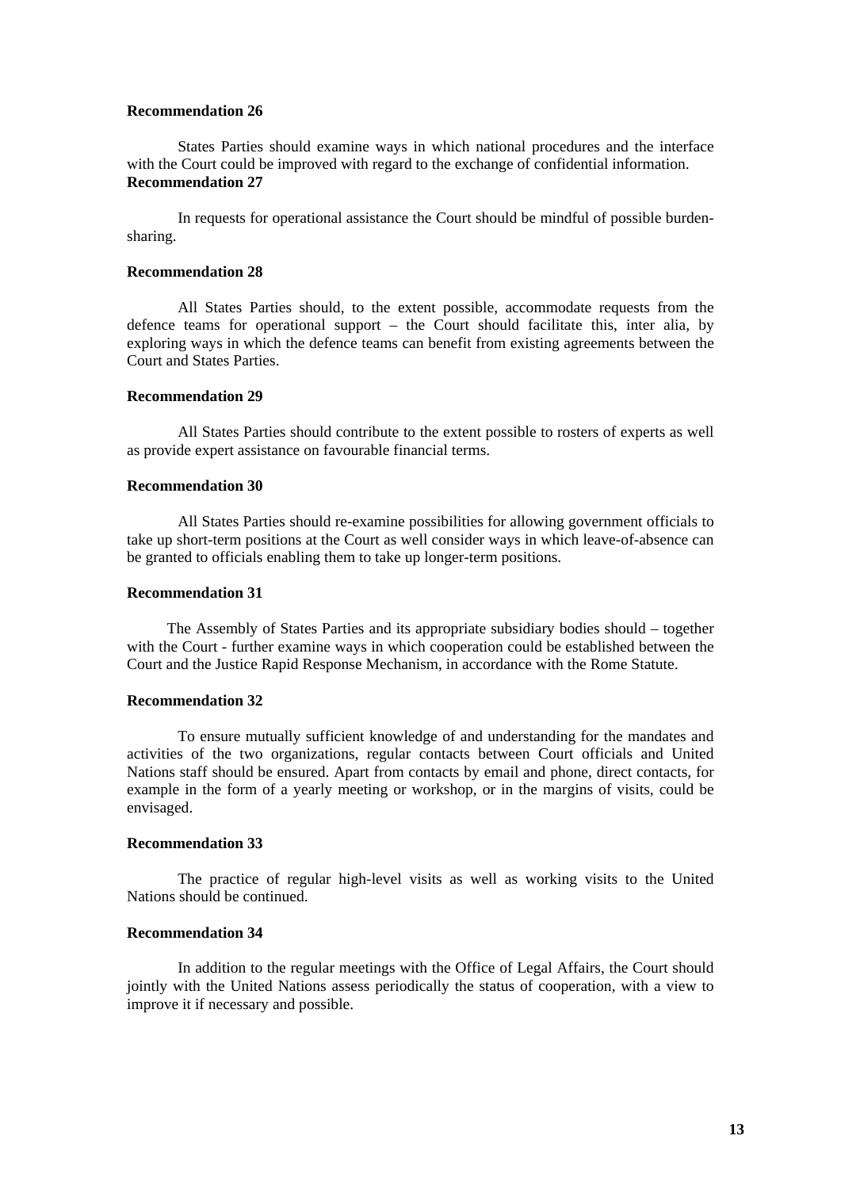**Recommendation 26**

States Parties should examine ways in which national procedures and the interface with the Court could be improved with regard to the exchange of confidential information.

**Recommendation 27**

In requests for operational assistance the Court should be mindful of possible burden-sharing.

**Recommendation 28**

All States Parties should, to the extent possible, accommodate requests from the defence teams for operational support – the Court should facilitate this, inter alia, by exploring ways in which the defence teams can benefit from existing agreements between the Court and States Parties.

**Recommendation 29**

All States Parties should contribute to the extent possible to rosters of experts as well as provide expert assistance on favourable financial terms.

**Recommendation 30**

All States Parties should re-examine possibilities for allowing government officials to take up short-term positions at the Court as well consider ways in which leave-of-absence can be granted to officials enabling them to take up longer-term positions.

**Recommendation 31**

The Assembly of States Parties and its appropriate subsidiary bodies should – together with the Court - further examine ways in which cooperation could be established between the Court and the Justice Rapid Response Mechanism, in accordance with the Rome Statute.

**Recommendation 32**

To ensure mutually sufficient knowledge of and understanding for the mandates and activities of the two organizations, regular contacts between Court officials and United Nations staff should be ensured. Apart from contacts by email and phone, direct contacts, for example in the form of a yearly meeting or workshop, or in the margins of visits, could be envisaged.

**Recommendation 33**

The practice of regular high-level visits as well as working visits to the United Nations should be continued.

**Recommendation 34**

In addition to the regular meetings with the Office of Legal Affairs, the Court should jointly with the United Nations assess periodically the status of cooperation, with a view to improve it if necessary and possible.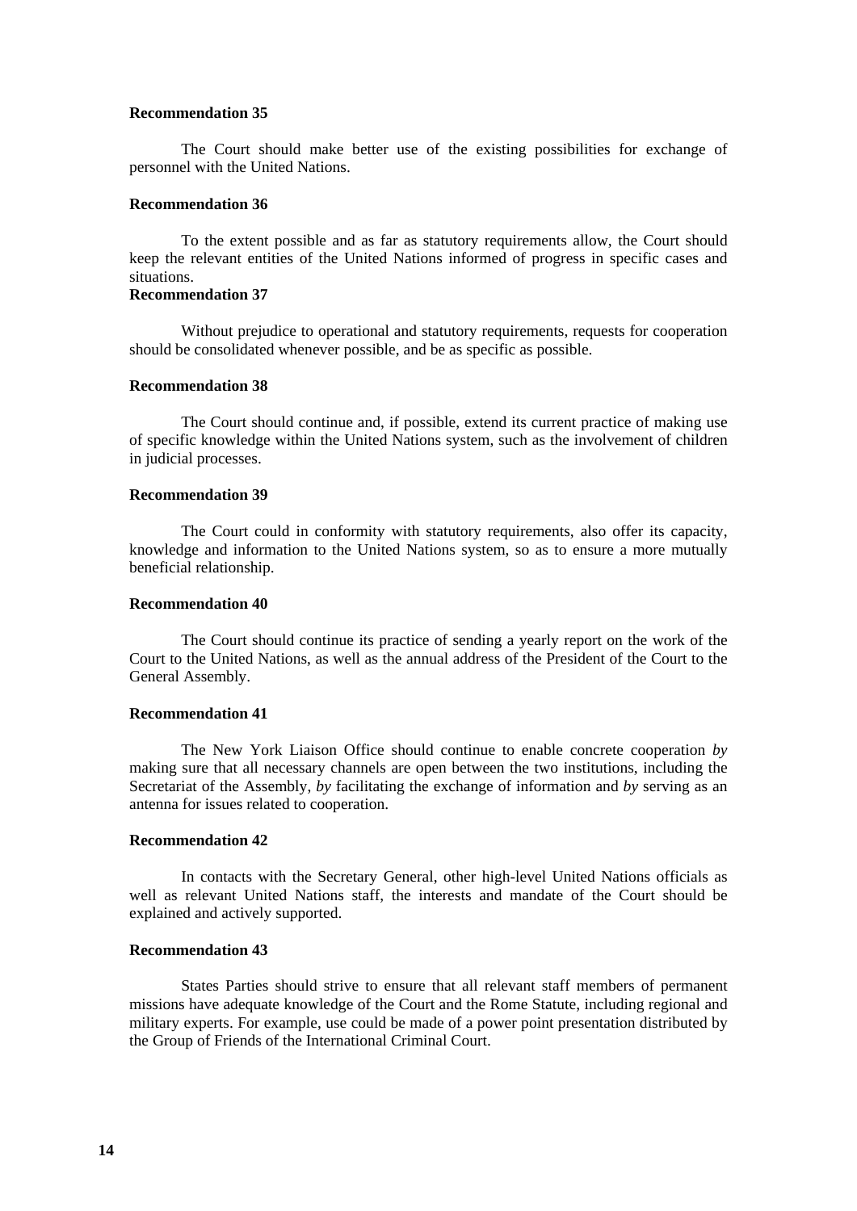**Recommendation 35**

The Court should make better use of the existing possibilities for exchange of personnel with the United Nations.

**Recommendation 36**

To the extent possible and as far as statutory requirements allow, the Court should keep the relevant entities of the United Nations informed of progress in specific cases and situations.

**Recommendation 37**

Without prejudice to operational and statutory requirements, requests for cooperation should be consolidated whenever possible, and be as specific as possible.

**Recommendation 38**

The Court should continue and, if possible, extend its current practice of making use of specific knowledge within the United Nations system, such as the involvement of children in judicial processes.

**Recommendation 39**

The Court could in conformity with statutory requirements, also offer its capacity, knowledge and information to the United Nations system, so as to ensure a more mutually beneficial relationship.

**Recommendation 40**

The Court should continue its practice of sending a yearly report on the work of the Court to the United Nations, as well as the annual address of the President of the Court to the General Assembly.

**Recommendation 41**

The New York Liaison Office should continue to enable concrete cooperation *by* making sure that all necessary channels are open between the two institutions, including the Secretariat of the Assembly, *by* facilitating the exchange of information and *by* serving as an antenna for issues related to cooperation.

**Recommendation 42**

In contacts with the Secretary General, other high-level United Nations officials as well as relevant United Nations staff, the interests and mandate of the Court should be explained and actively supported.

**Recommendation 43**

States Parties should strive to ensure that all relevant staff members of permanent missions have adequate knowledge of the Court and the Rome Statute, including regional and military experts. For example, use could be made of a power point presentation distributed by the Group of Friends of the International Criminal Court.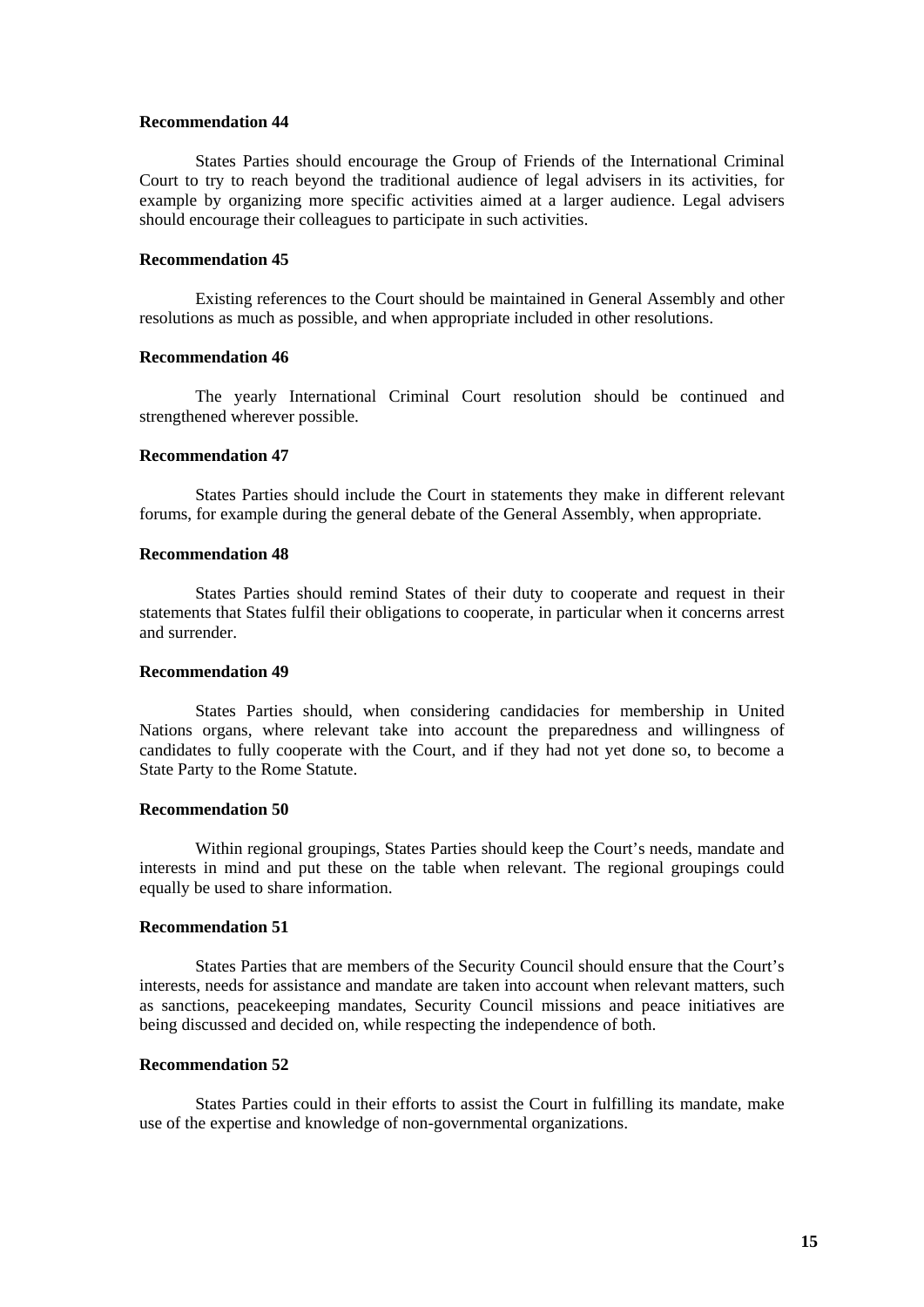**Recommendation 44**

States Parties should encourage the Group of Friends of the International Criminal Court to try to reach beyond the traditional audience of legal advisers in its activities, for example by organizing more specific activities aimed at a larger audience. Legal advisers should encourage their colleagues to participate in such activities.

**Recommendation 45**

Existing references to the Court should be maintained in General Assembly and other resolutions as much as possible, and when appropriate included in other resolutions.

**Recommendation 46**

The yearly International Criminal Court resolution should be continued and strengthened wherever possible.

**Recommendation 47**

States Parties should include the Court in statements they make in different relevant forums, for example during the general debate of the General Assembly, when appropriate.

**Recommendation 48**

States Parties should remind States of their duty to cooperate and request in their statements that States fulfil their obligations to cooperate, in particular when it concerns arrest and surrender.

**Recommendation 49**

States Parties should, when considering candidacies for membership in United Nations organs, where relevant take into account the preparedness and willingness of candidates to fully cooperate with the Court, and if they had not yet done so, to become a State Party to the Rome Statute.

**Recommendation 50**

Within regional groupings, States Parties should keep the Court's needs, mandate and interests in mind and put these on the table when relevant. The regional groupings could equally be used to share information.

**Recommendation 51**

States Parties that are members of the Security Council should ensure that the Court's interests, needs for assistance and mandate are taken into account when relevant matters, such as sanctions, peacekeeping mandates, Security Council missions and peace initiatives are being discussed and decided on, while respecting the independence of both.

**Recommendation 52**

States Parties could in their efforts to assist the Court in fulfilling its mandate, make use of the expertise and knowledge of non-governmental organizations.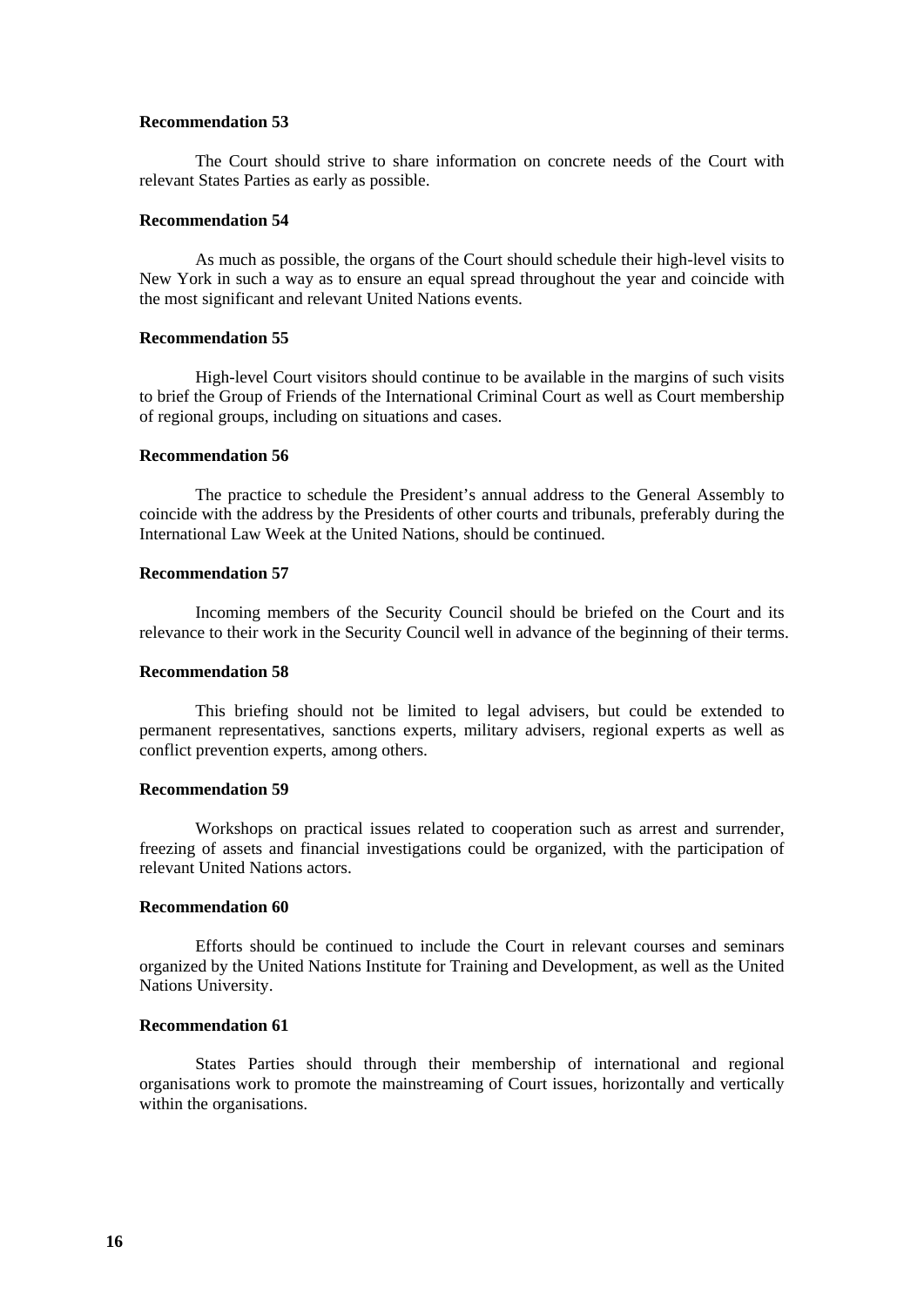**Recommendation 53**

The Court should strive to share information on concrete needs of the Court with relevant States Parties as early as possible.

**Recommendation 54**

As much as possible, the organs of the Court should schedule their high-level visits to New York in such a way as to ensure an equal spread throughout the year and coincide with the most significant and relevant United Nations events.

**Recommendation 55**

High-level Court visitors should continue to be available in the margins of such visits to brief the Group of Friends of the International Criminal Court as well as Court membership of regional groups, including on situations and cases.

**Recommendation 56**

The practice to schedule the President's annual address to the General Assembly to coincide with the address by the Presidents of other courts and tribunals, preferably during the International Law Week at the United Nations, should be continued.

**Recommendation 57**

Incoming members of the Security Council should be briefed on the Court and its relevance to their work in the Security Council well in advance of the beginning of their terms.

**Recommendation 58**

This briefing should not be limited to legal advisers, but could be extended to permanent representatives, sanctions experts, military advisers, regional experts as well as conflict prevention experts, among others.

**Recommendation 59**

Workshops on practical issues related to cooperation such as arrest and surrender, freezing of assets and financial investigations could be organized, with the participation of relevant United Nations actors.

**Recommendation 60**

Efforts should be continued to include the Court in relevant courses and seminars organized by the United Nations Institute for Training and Development, as well as the United Nations University.

**Recommendation 61**

States Parties should through their membership of international and regional organisations work to promote the mainstreaming of Court issues, horizontally and vertically within the organisations.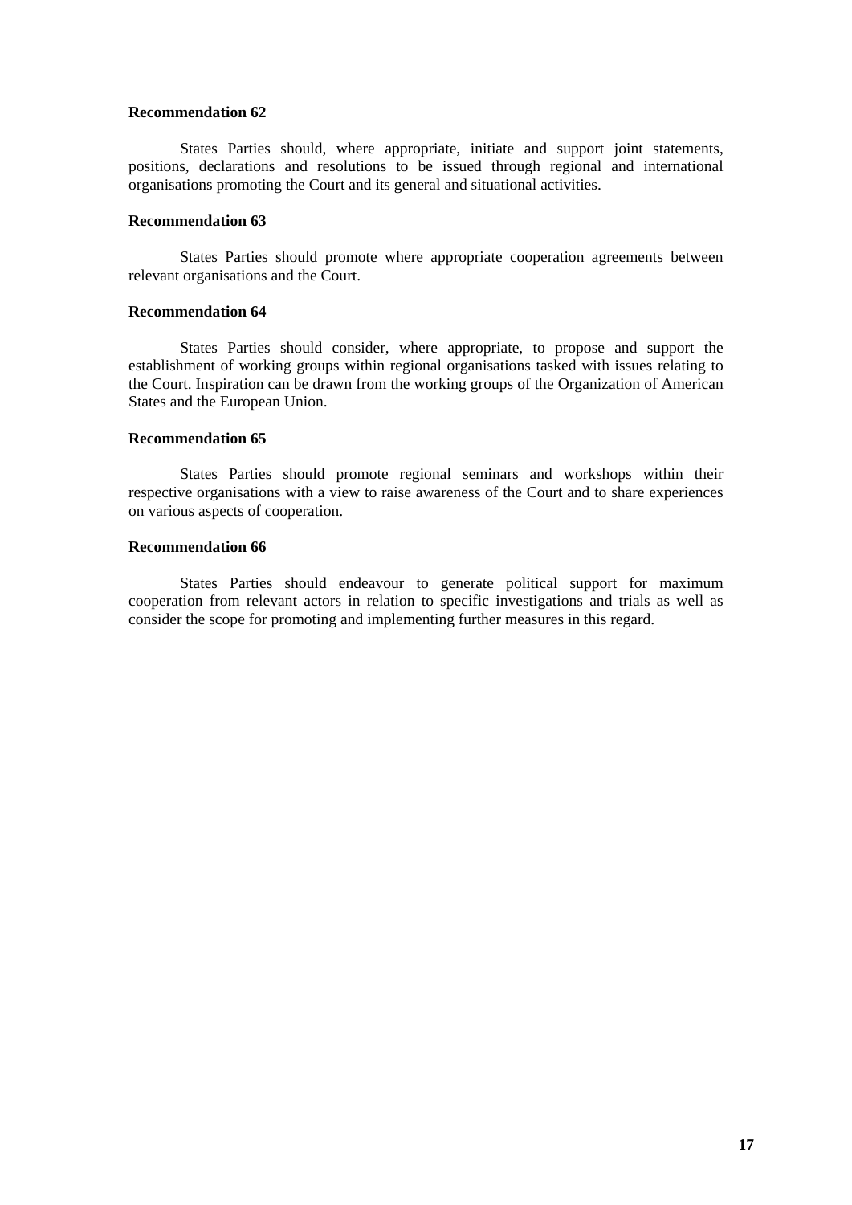**Recommendation 62**

States Parties should, where appropriate, initiate and support joint statements, positions, declarations and resolutions to be issued through regional and international organisations promoting the Court and its general and situational activities.

**Recommendation 63**

States Parties should promote where appropriate cooperation agreements between relevant organisations and the Court.

**Recommendation 64**

States Parties should consider, where appropriate, to propose and support the establishment of working groups within regional organisations tasked with issues relating to the Court. Inspiration can be drawn from the working groups of the Organization of American States and the European Union.

**Recommendation 65**

States Parties should promote regional seminars and workshops within their respective organisations with a view to raise awareness of the Court and to share experiences on various aspects of cooperation.

**Recommendation 66**

States Parties should endeavour to generate political support for maximum cooperation from relevant actors in relation to specific investigations and trials as well as consider the scope for promoting and implementing further measures in this regard.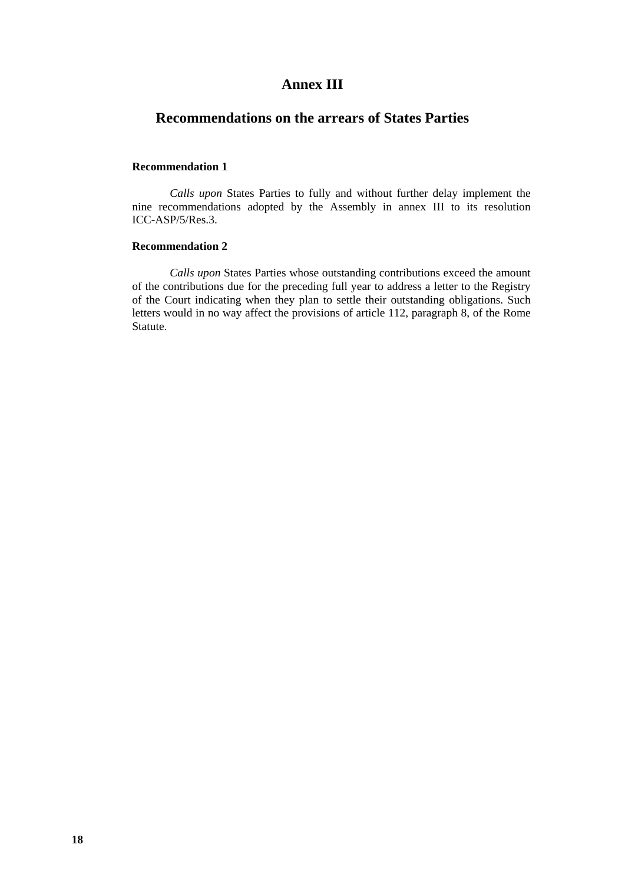# Annex III

## Recommendations on the arrears of States Parties

**Recommendation 1**

*Calls upon* States Parties to fully and without further delay implement the nine recommendations adopted by the Assembly in annex III to its resolution ICC-ASP/5/Res.3.

**Recommendation 2**

*Calls upon* States Parties whose outstanding contributions exceed the amount of the contributions due for the preceding full year to address a letter to the Registry of the Court indicating when they plan to settle their outstanding obligations. Such letters would in no way affect the provisions of article 112, paragraph 8, of the Rome Statute.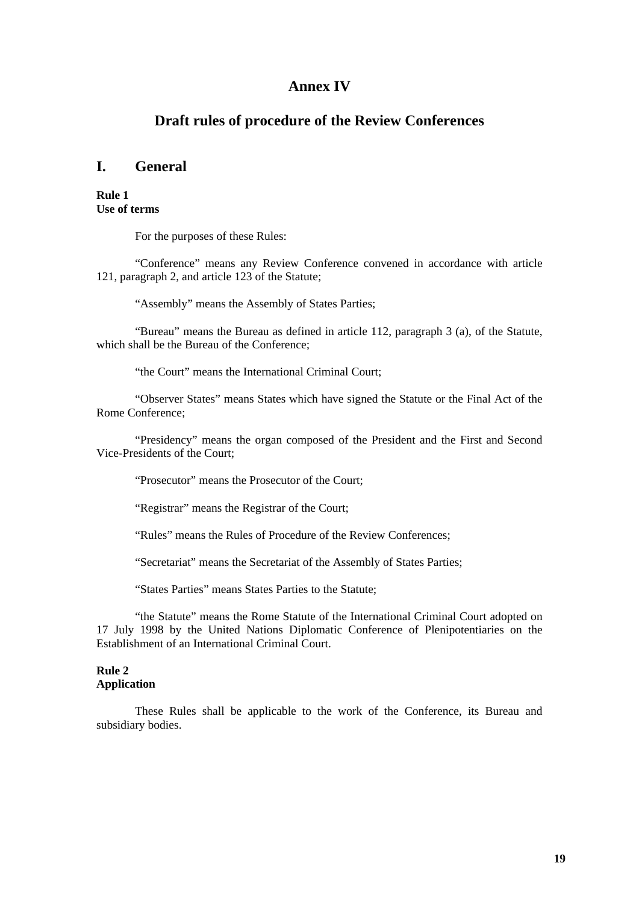# Annex IV

# Draft rules of procedure of the Review Conferences

## I. General

**Rule 1**
**Use of terms**

For the purposes of these Rules:

"Conference" means any Review Conference convened in accordance with article 121, paragraph 2, and article 123 of the Statute;

"Assembly" means the Assembly of States Parties;

"Bureau" means the Bureau as defined in article 112, paragraph 3 (a), of the Statute, which shall be the Bureau of the Conference;

"the Court" means the International Criminal Court;

"Observer States" means States which have signed the Statute or the Final Act of the Rome Conference;

"Presidency" means the organ composed of the President and the First and Second Vice-Presidents of the Court;

"Prosecutor" means the Prosecutor of the Court;

"Registrar" means the Registrar of the Court;

"Rules" means the Rules of Procedure of the Review Conferences;

"Secretariat" means the Secretariat of the Assembly of States Parties;

"States Parties" means States Parties to the Statute;

"the Statute" means the Rome Statute of the International Criminal Court adopted on 17 July 1998 by the United Nations Diplomatic Conference of Plenipotentiaries on the Establishment of an International Criminal Court.

**Rule 2**
**Application**

These Rules shall be applicable to the work of the Conference, its Bureau and subsidiary bodies.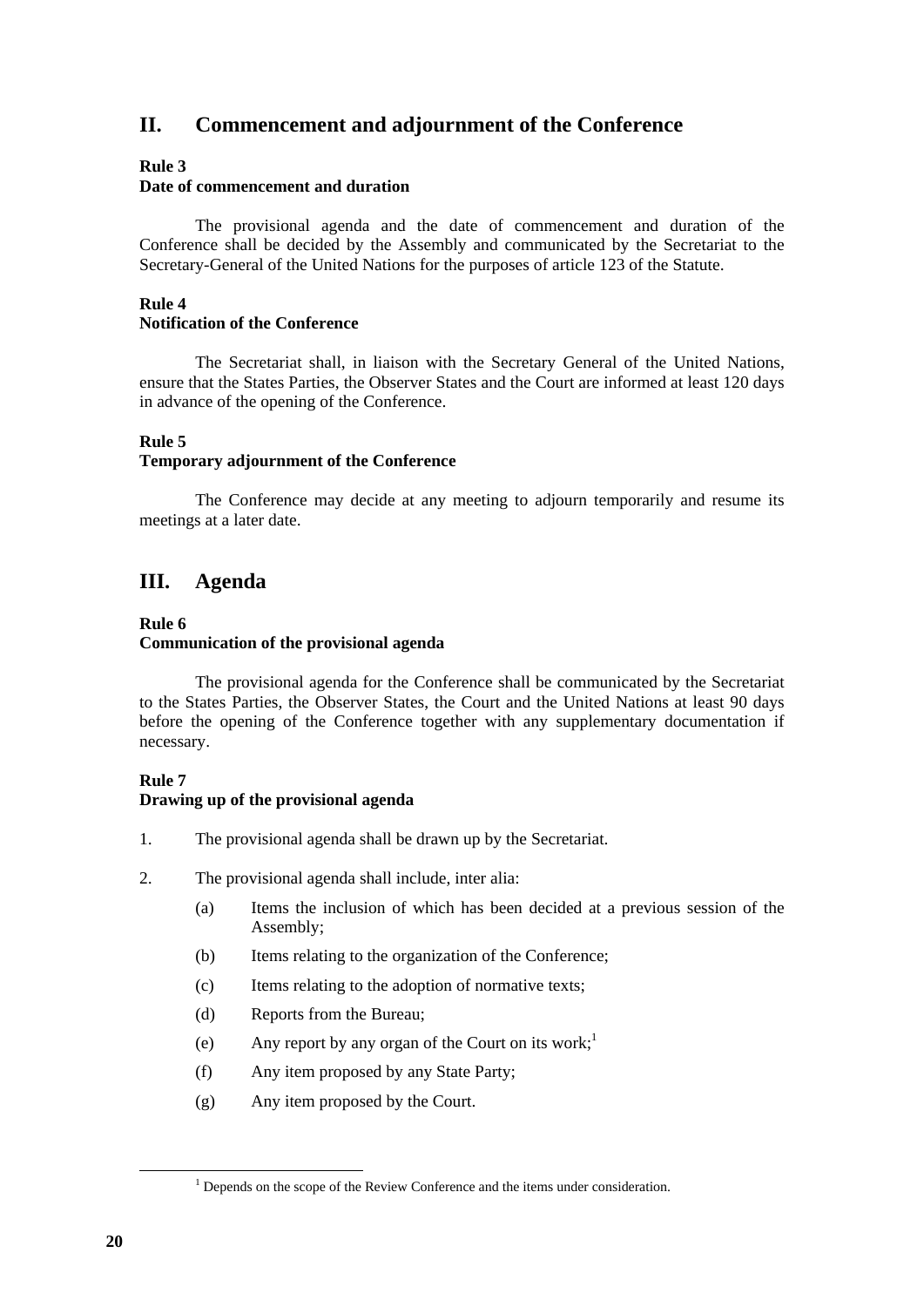## II. Commencement and adjournment of the Conference

**Rule 3**
**Date of commencement and duration**

The provisional agenda and the date of commencement and duration of the Conference shall be decided by the Assembly and communicated by the Secretariat to the Secretary-General of the United Nations for the purposes of article 123 of the Statute.

**Rule 4**
**Notification of the Conference**

The Secretariat shall, in liaison with the Secretary General of the United Nations, ensure that the States Parties, the Observer States and the Court are informed at least 120 days in advance of the opening of the Conference.

**Rule 5**
**Temporary adjournment of the Conference**

The Conference may decide at any meeting to adjourn temporarily and resume its meetings at a later date.

## III. Agenda

**Rule 6**
**Communication of the provisional agenda**

The provisional agenda for the Conference shall be communicated by the Secretariat to the States Parties, the Observer States, the Court and the United Nations at least 90 days before the opening of the Conference together with any supplementary documentation if necessary.

**Rule 7**
**Drawing up of the provisional agenda**

1. The provisional agenda shall be drawn up by the Secretariat.

2. The provisional agenda shall include, inter alia:

   (a) Items the inclusion of which has been decided at a previous session of the Assembly;

   (b) Items relating to the organization of the Conference;

   (c) Items relating to the adoption of normative texts;

   (d) Reports from the Bureau;

   (e) Any report by any organ of the Court on its work;[1]

   (f) Any item proposed by any State Party;

   (g) Any item proposed by the Court.

[1] Depends on the scope of the Review Conference and the items under consideration.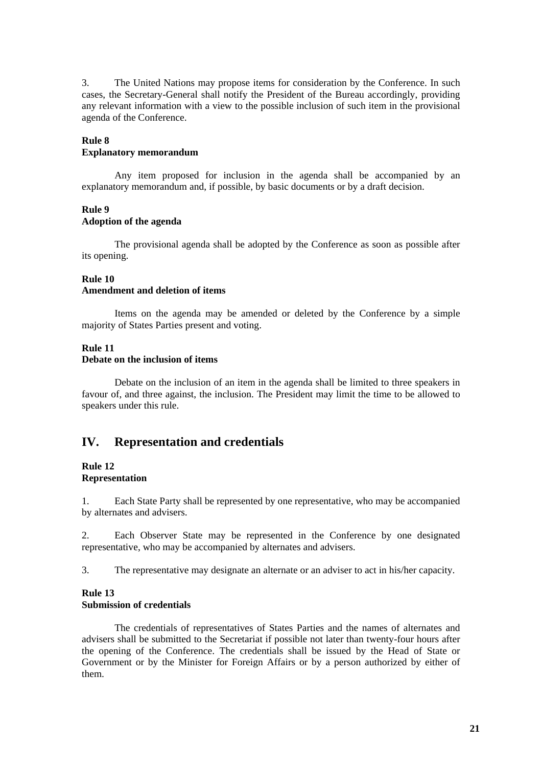3. The United Nations may propose items for consideration by the Conference. In such cases, the Secretary-General shall notify the President of the Bureau accordingly, providing any relevant information with a view to the possible inclusion of such item in the provisional agenda of the Conference.

**Rule 8**
**Explanatory memorandum**

Any item proposed for inclusion in the agenda shall be accompanied by an explanatory memorandum and, if possible, by basic documents or by a draft decision.

**Rule 9**
**Adoption of the agenda**

The provisional agenda shall be adopted by the Conference as soon as possible after its opening.

**Rule 10**
**Amendment and deletion of items**

Items on the agenda may be amended or deleted by the Conference by a simple majority of States Parties present and voting.

**Rule 11**
**Debate on the inclusion of items**

Debate on the inclusion of an item in the agenda shall be limited to three speakers in favour of, and three against, the inclusion. The President may limit the time to be allowed to speakers under this rule.

## IV. Representation and credentials

**Rule 12**
**Representation**

1. Each State Party shall be represented by one representative, who may be accompanied by alternates and advisers.

2. Each Observer State may be represented in the Conference by one designated representative, who may be accompanied by alternates and advisers.

3. The representative may designate an alternate or an adviser to act in his/her capacity.

**Rule 13**
**Submission of credentials**

The credentials of representatives of States Parties and the names of alternates and advisers shall be submitted to the Secretariat if possible not later than twenty-four hours after the opening of the Conference. The credentials shall be issued by the Head of State or Government or by the Minister for Foreign Affairs or by a person authorized by either of them.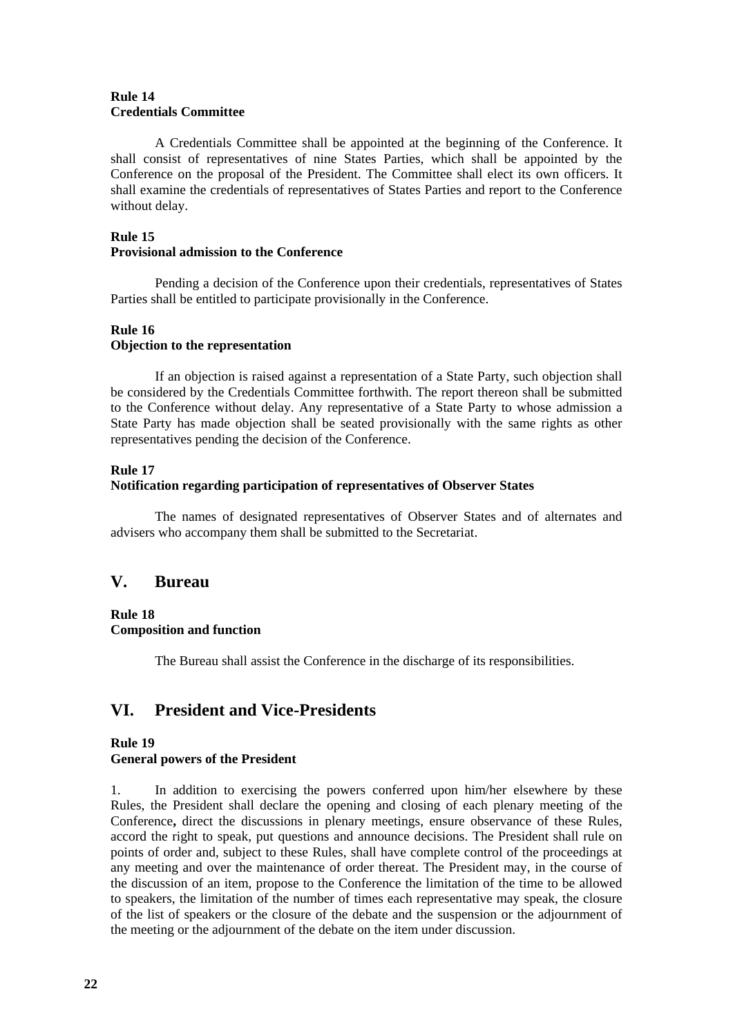**Rule 14**
**Credentials Committee**

A Credentials Committee shall be appointed at the beginning of the Conference. It shall consist of representatives of nine States Parties, which shall be appointed by the Conference on the proposal of the President. The Committee shall elect its own officers. It shall examine the credentials of representatives of States Parties and report to the Conference without delay.

**Rule 15**
**Provisional admission to the Conference**

Pending a decision of the Conference upon their credentials, representatives of States Parties shall be entitled to participate provisionally in the Conference.

**Rule 16**
**Objection to the representation**

If an objection is raised against a representation of a State Party, such objection shall be considered by the Credentials Committee forthwith. The report thereon shall be submitted to the Conference without delay. Any representative of a State Party to whose admission a State Party has made objection shall be seated provisionally with the same rights as other representatives pending the decision of the Conference.

**Rule 17**
**Notification regarding participation of representatives of Observer States**

The names of designated representatives of Observer States and of alternates and advisers who accompany them shall be submitted to the Secretariat.

## V. Bureau

**Rule 18**
**Composition and function**

The Bureau shall assist the Conference in the discharge of its responsibilities.

## VI. President and Vice-Presidents

**Rule 19**
**General powers of the President**

1. In addition to exercising the powers conferred upon him/her elsewhere by these Rules, the President shall declare the opening and closing of each plenary meeting of the Conference**,** direct the discussions in plenary meetings, ensure observance of these Rules, accord the right to speak, put questions and announce decisions. The President shall rule on points of order and, subject to these Rules, shall have complete control of the proceedings at any meeting and over the maintenance of order thereat. The President may, in the course of the discussion of an item, propose to the Conference the limitation of the time to be allowed to speakers, the limitation of the number of times each representative may speak, the closure of the list of speakers or the closure of the debate and the suspension or the adjournment of the meeting or the adjournment of the debate on the item under discussion.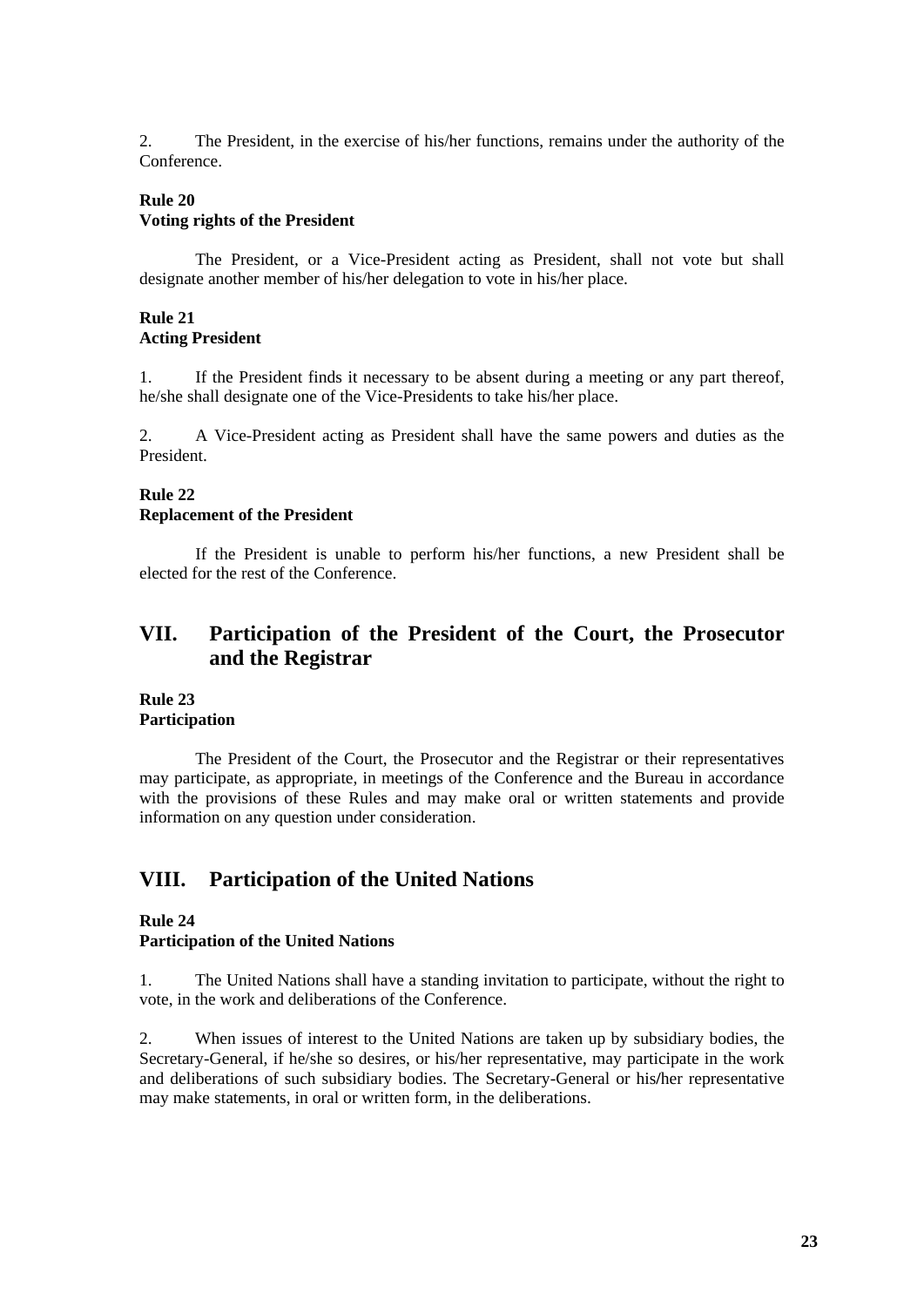2. The President, in the exercise of his/her functions, remains under the authority of the Conference.

**Rule 20**
**Voting rights of the President**

The President, or a Vice-President acting as President, shall not vote but shall designate another member of his/her delegation to vote in his/her place.

**Rule 21**
**Acting President**

1. If the President finds it necessary to be absent during a meeting or any part thereof, he/she shall designate one of the Vice-Presidents to take his/her place.

2. A Vice-President acting as President shall have the same powers and duties as the President.

**Rule 22**
**Replacement of the President**

If the President is unable to perform his/her functions, a new President shall be elected for the rest of the Conference.

## VII. Participation of the President of the Court, the Prosecutor and the Registrar

**Rule 23**
**Participation**

The President of the Court, the Prosecutor and the Registrar or their representatives may participate, as appropriate, in meetings of the Conference and the Bureau in accordance with the provisions of these Rules and may make oral or written statements and provide information on any question under consideration.

## VIII. Participation of the United Nations

**Rule 24**
**Participation of the United Nations**

1. The United Nations shall have a standing invitation to participate, without the right to vote, in the work and deliberations of the Conference.

2. When issues of interest to the United Nations are taken up by subsidiary bodies, the Secretary-General, if he/she so desires, or his/her representative, may participate in the work and deliberations of such subsidiary bodies. The Secretary-General or his/her representative may make statements, in oral or written form, in the deliberations.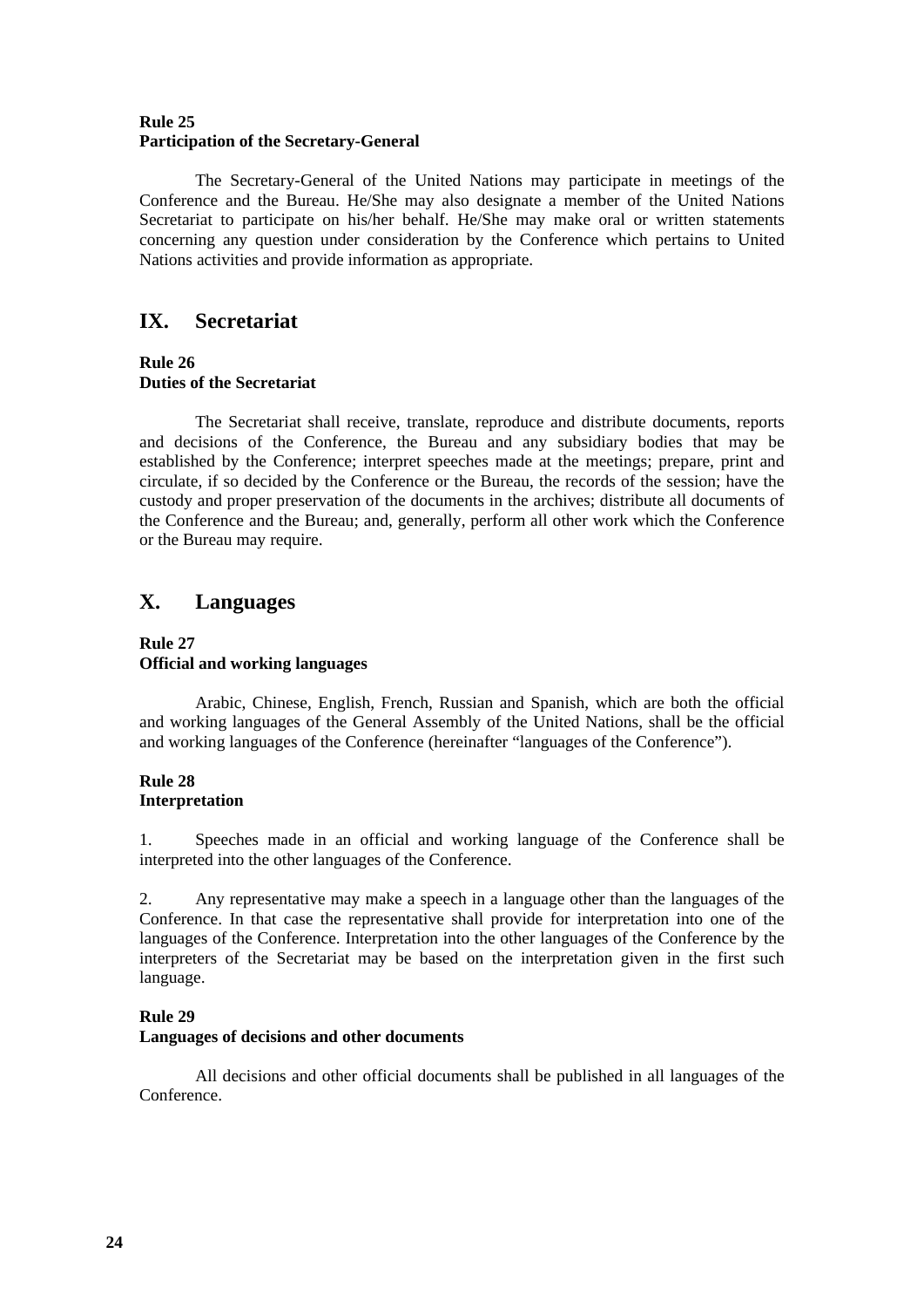**Rule 25**
**Participation of the Secretary-General**

The Secretary-General of the United Nations may participate in meetings of the Conference and the Bureau. He/She may also designate a member of the United Nations Secretariat to participate on his/her behalf. He/She may make oral or written statements concerning any question under consideration by the Conference which pertains to United Nations activities and provide information as appropriate.

## IX. Secretariat

**Rule 26**
**Duties of the Secretariat**

The Secretariat shall receive, translate, reproduce and distribute documents, reports and decisions of the Conference, the Bureau and any subsidiary bodies that may be established by the Conference; interpret speeches made at the meetings; prepare, print and circulate, if so decided by the Conference or the Bureau, the records of the session; have the custody and proper preservation of the documents in the archives; distribute all documents of the Conference and the Bureau; and, generally, perform all other work which the Conference or the Bureau may require.

## X. Languages

**Rule 27**
**Official and working languages**

Arabic, Chinese, English, French, Russian and Spanish, which are both the official and working languages of the General Assembly of the United Nations, shall be the official and working languages of the Conference (hereinafter "languages of the Conference").

**Rule 28**
**Interpretation**

1. Speeches made in an official and working language of the Conference shall be interpreted into the other languages of the Conference.

2. Any representative may make a speech in a language other than the languages of the Conference. In that case the representative shall provide for interpretation into one of the languages of the Conference. Interpretation into the other languages of the Conference by the interpreters of the Secretariat may be based on the interpretation given in the first such language.

**Rule 29**
**Languages of decisions and other documents**

All decisions and other official documents shall be published in all languages of the Conference.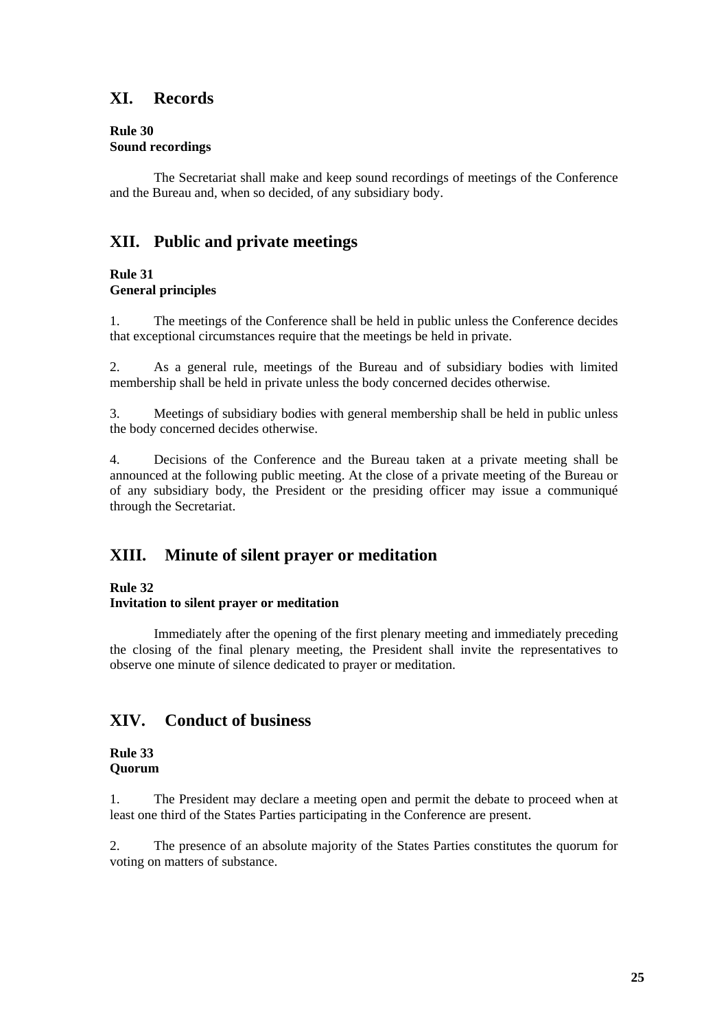## XI. Records

**Rule 30**
**Sound recordings**

The Secretariat shall make and keep sound recordings of meetings of the Conference and the Bureau and, when so decided, of any subsidiary body.

## XII. Public and private meetings

**Rule 31**
**General principles**

1. The meetings of the Conference shall be held in public unless the Conference decides that exceptional circumstances require that the meetings be held in private.

2. As a general rule, meetings of the Bureau and of subsidiary bodies with limited membership shall be held in private unless the body concerned decides otherwise.

3. Meetings of subsidiary bodies with general membership shall be held in public unless the body concerned decides otherwise.

4. Decisions of the Conference and the Bureau taken at a private meeting shall be announced at the following public meeting. At the close of a private meeting of the Bureau or of any subsidiary body, the President or the presiding officer may issue a communiqué through the Secretariat.

## XIII. Minute of silent prayer or meditation

**Rule 32**
**Invitation to silent prayer or meditation**

Immediately after the opening of the first plenary meeting and immediately preceding the closing of the final plenary meeting, the President shall invite the representatives to observe one minute of silence dedicated to prayer or meditation.

## XIV. Conduct of business

**Rule 33**
**Quorum**

1. The President may declare a meeting open and permit the debate to proceed when at least one third of the States Parties participating in the Conference are present.

2. The presence of an absolute majority of the States Parties constitutes the quorum for voting on matters of substance.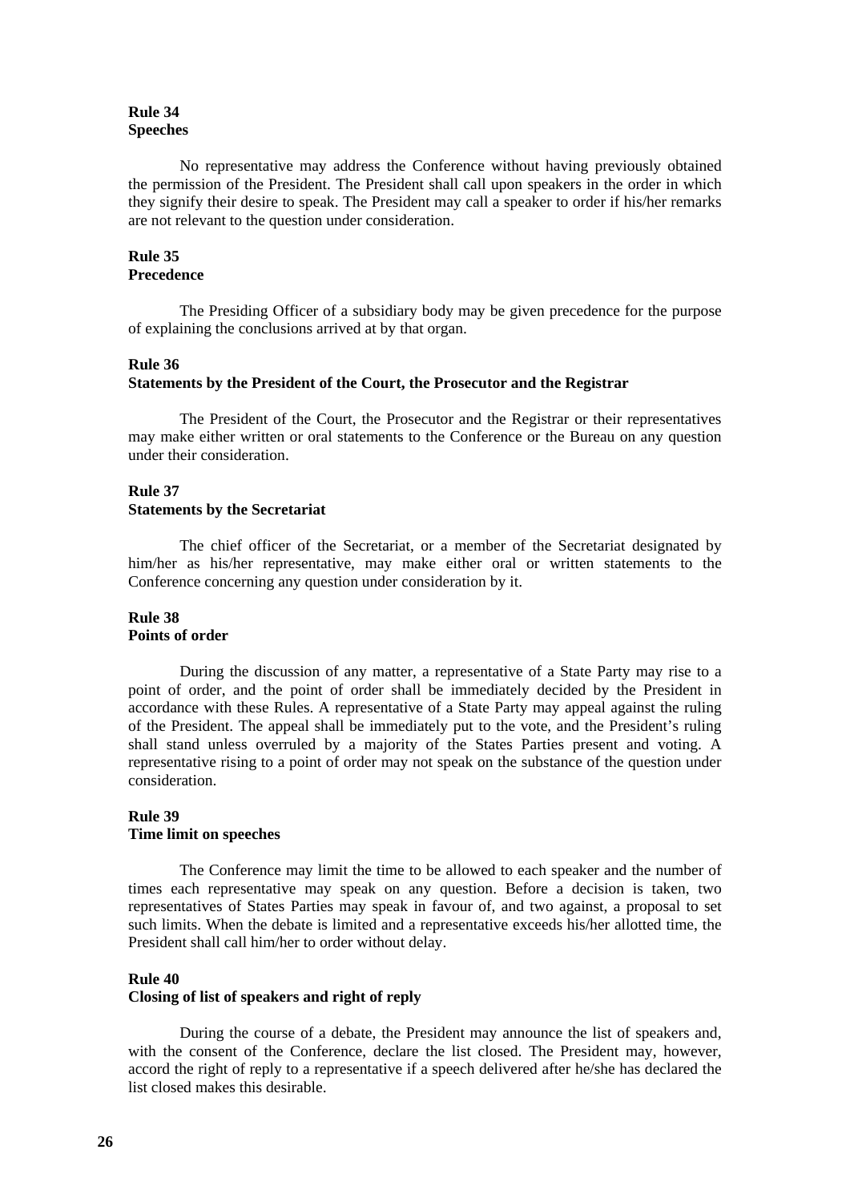**Rule 34**
**Speeches**

No representative may address the Conference without having previously obtained the permission of the President. The President shall call upon speakers in the order in which they signify their desire to speak. The President may call a speaker to order if his/her remarks are not relevant to the question under consideration.

**Rule 35**
**Precedence**

The Presiding Officer of a subsidiary body may be given precedence for the purpose of explaining the conclusions arrived at by that organ.

**Rule 36**
**Statements by the President of the Court, the Prosecutor and the Registrar**

The President of the Court, the Prosecutor and the Registrar or their representatives may make either written or oral statements to the Conference or the Bureau on any question under their consideration.

**Rule 37**
**Statements by the Secretariat**

The chief officer of the Secretariat, or a member of the Secretariat designated by him/her as his/her representative, may make either oral or written statements to the Conference concerning any question under consideration by it.

**Rule 38**
**Points of order**

During the discussion of any matter, a representative of a State Party may rise to a point of order, and the point of order shall be immediately decided by the President in accordance with these Rules. A representative of a State Party may appeal against the ruling of the President. The appeal shall be immediately put to the vote, and the President's ruling shall stand unless overruled by a majority of the States Parties present and voting. A representative rising to a point of order may not speak on the substance of the question under consideration.

**Rule 39**
**Time limit on speeches**

The Conference may limit the time to be allowed to each speaker and the number of times each representative may speak on any question. Before a decision is taken, two representatives of States Parties may speak in favour of, and two against, a proposal to set such limits. When the debate is limited and a representative exceeds his/her allotted time, the President shall call him/her to order without delay.

**Rule 40**
**Closing of list of speakers and right of reply**

During the course of a debate, the President may announce the list of speakers and, with the consent of the Conference, declare the list closed. The President may, however, accord the right of reply to a representative if a speech delivered after he/she has declared the list closed makes this desirable.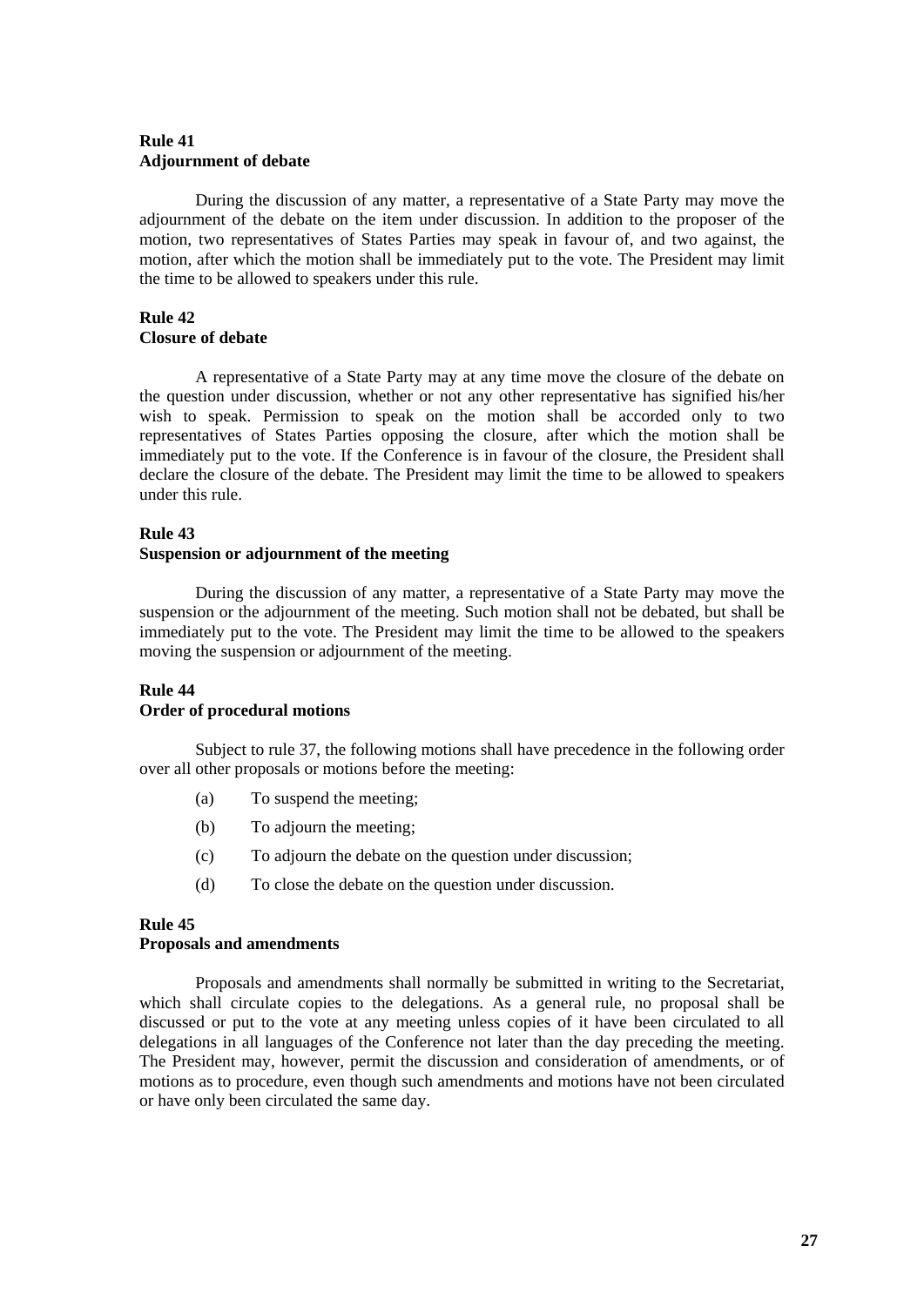**Rule 41**
**Adjournment of debate**

During the discussion of any matter, a representative of a State Party may move the adjournment of the debate on the item under discussion. In addition to the proposer of the motion, two representatives of States Parties may speak in favour of, and two against, the motion, after which the motion shall be immediately put to the vote. The President may limit the time to be allowed to speakers under this rule.

**Rule 42**
**Closure of debate**

A representative of a State Party may at any time move the closure of the debate on the question under discussion, whether or not any other representative has signified his/her wish to speak. Permission to speak on the motion shall be accorded only to two representatives of States Parties opposing the closure, after which the motion shall be immediately put to the vote. If the Conference is in favour of the closure, the President shall declare the closure of the debate. The President may limit the time to be allowed to speakers under this rule.

**Rule 43**
**Suspension or adjournment of the meeting**

During the discussion of any matter, a representative of a State Party may move the suspension or the adjournment of the meeting. Such motion shall not be debated, but shall be immediately put to the vote. The President may limit the time to be allowed to the speakers moving the suspension or adjournment of the meeting.

**Rule 44**
**Order of procedural motions**

Subject to rule 37, the following motions shall have precedence in the following order over all other proposals or motions before the meeting:

(a) To suspend the meeting;

(b) To adjourn the meeting;

(c) To adjourn the debate on the question under discussion;

(d) To close the debate on the question under discussion.

**Rule 45**
**Proposals and amendments**

Proposals and amendments shall normally be submitted in writing to the Secretariat, which shall circulate copies to the delegations. As a general rule, no proposal shall be discussed or put to the vote at any meeting unless copies of it have been circulated to all delegations in all languages of the Conference not later than the day preceding the meeting. The President may, however, permit the discussion and consideration of amendments, or of motions as to procedure, even though such amendments and motions have not been circulated or have only been circulated the same day.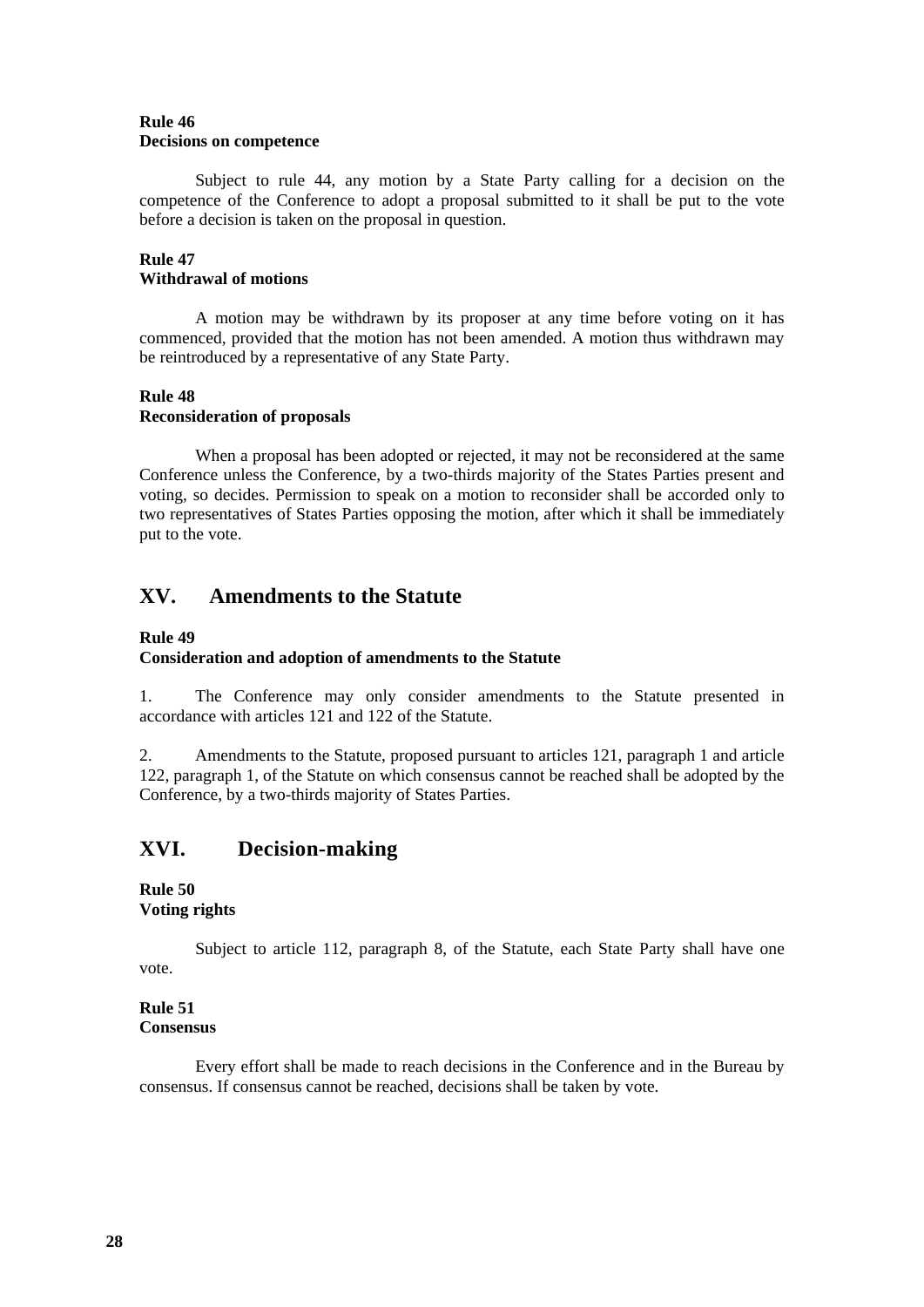**Rule 46**
**Decisions on competence**

Subject to rule 44, any motion by a State Party calling for a decision on the competence of the Conference to adopt a proposal submitted to it shall be put to the vote before a decision is taken on the proposal in question.

**Rule 47**
**Withdrawal of motions**

A motion may be withdrawn by its proposer at any time before voting on it has commenced, provided that the motion has not been amended. A motion thus withdrawn may be reintroduced by a representative of any State Party.

**Rule 48**
**Reconsideration of proposals**

When a proposal has been adopted or rejected, it may not be reconsidered at the same Conference unless the Conference, by a two-thirds majority of the States Parties present and voting, so decides. Permission to speak on a motion to reconsider shall be accorded only to two representatives of States Parties opposing the motion, after which it shall be immediately put to the vote.

## XV. Amendments to the Statute

**Rule 49**
**Consideration and adoption of amendments to the Statute**

1. The Conference may only consider amendments to the Statute presented in accordance with articles 121 and 122 of the Statute.

2. Amendments to the Statute, proposed pursuant to articles 121, paragraph 1 and article 122, paragraph 1, of the Statute on which consensus cannot be reached shall be adopted by the Conference, by a two-thirds majority of States Parties.

## XVI. Decision-making

**Rule 50**
**Voting rights**

Subject to article 112, paragraph 8, of the Statute, each State Party shall have one vote.

**Rule 51**
**Consensus**

Every effort shall be made to reach decisions in the Conference and in the Bureau by consensus. If consensus cannot be reached, decisions shall be taken by vote.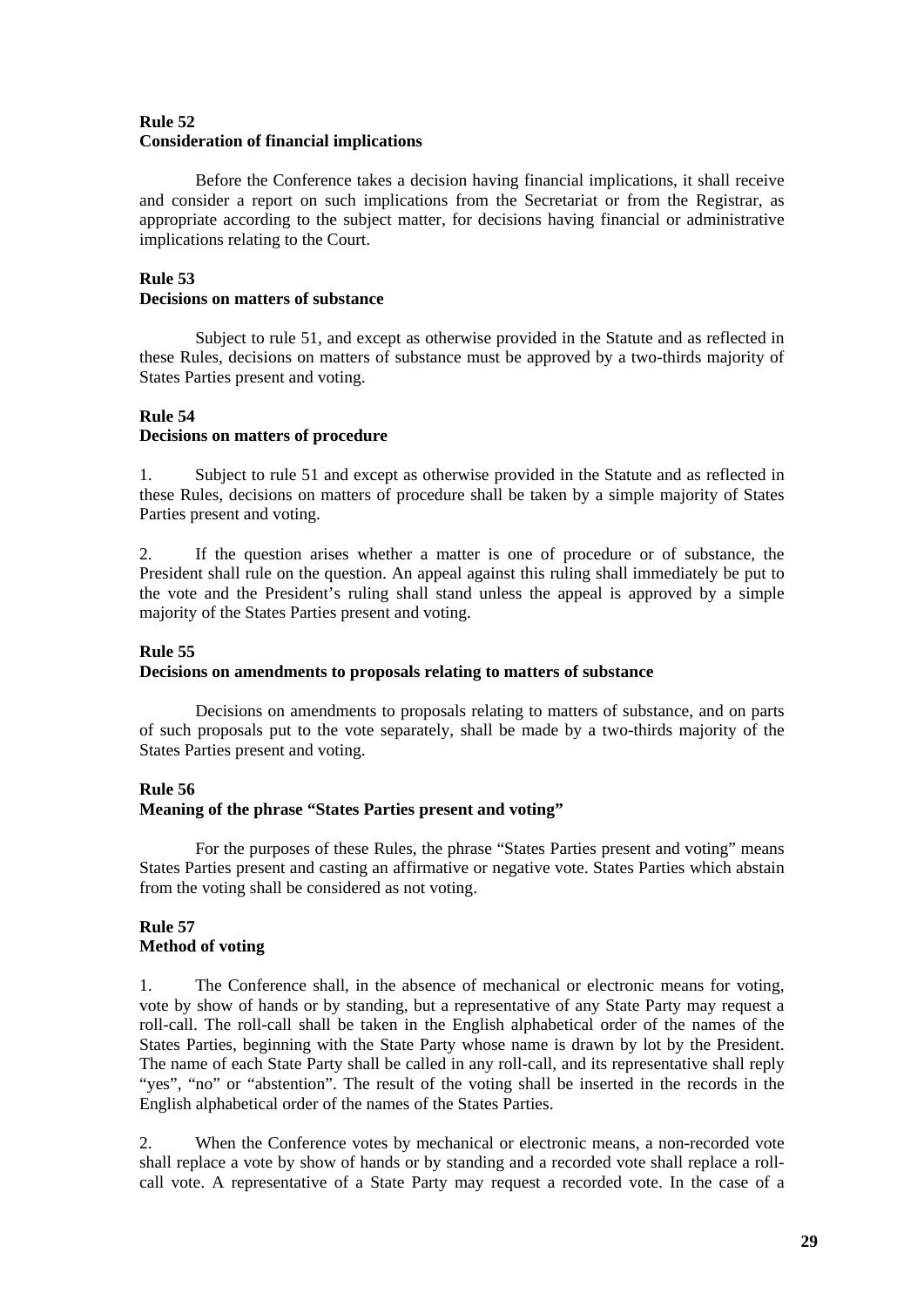**Rule 52**
**Consideration of financial implications**

Before the Conference takes a decision having financial implications, it shall receive and consider a report on such implications from the Secretariat or from the Registrar, as appropriate according to the subject matter, for decisions having financial or administrative implications relating to the Court.

**Rule 53**
**Decisions on matters of substance**

Subject to rule 51, and except as otherwise provided in the Statute and as reflected in these Rules, decisions on matters of substance must be approved by a two-thirds majority of States Parties present and voting.

**Rule 54**
**Decisions on matters of procedure**

1. Subject to rule 51 and except as otherwise provided in the Statute and as reflected in these Rules, decisions on matters of procedure shall be taken by a simple majority of States Parties present and voting.

2. If the question arises whether a matter is one of procedure or of substance, the President shall rule on the question. An appeal against this ruling shall immediately be put to the vote and the President's ruling shall stand unless the appeal is approved by a simple majority of the States Parties present and voting.

**Rule 55**
**Decisions on amendments to proposals relating to matters of substance**

Decisions on amendments to proposals relating to matters of substance, and on parts of such proposals put to the vote separately, shall be made by a two-thirds majority of the States Parties present and voting.

**Rule 56**
**Meaning of the phrase "States Parties present and voting"**

For the purposes of these Rules, the phrase "States Parties present and voting" means States Parties present and casting an affirmative or negative vote. States Parties which abstain from the voting shall be considered as not voting.

**Rule 57**
**Method of voting**

1. The Conference shall, in the absence of mechanical or electronic means for voting, vote by show of hands or by standing, but a representative of any State Party may request a roll-call. The roll-call shall be taken in the English alphabetical order of the names of the States Parties, beginning with the State Party whose name is drawn by lot by the President. The name of each State Party shall be called in any roll-call, and its representative shall reply "yes", "no" or "abstention". The result of the voting shall be inserted in the records in the English alphabetical order of the names of the States Parties.

2. When the Conference votes by mechanical or electronic means, a non-recorded vote shall replace a vote by show of hands or by standing and a recorded vote shall replace a roll-call vote. A representative of a State Party may request a recorded vote. In the case of a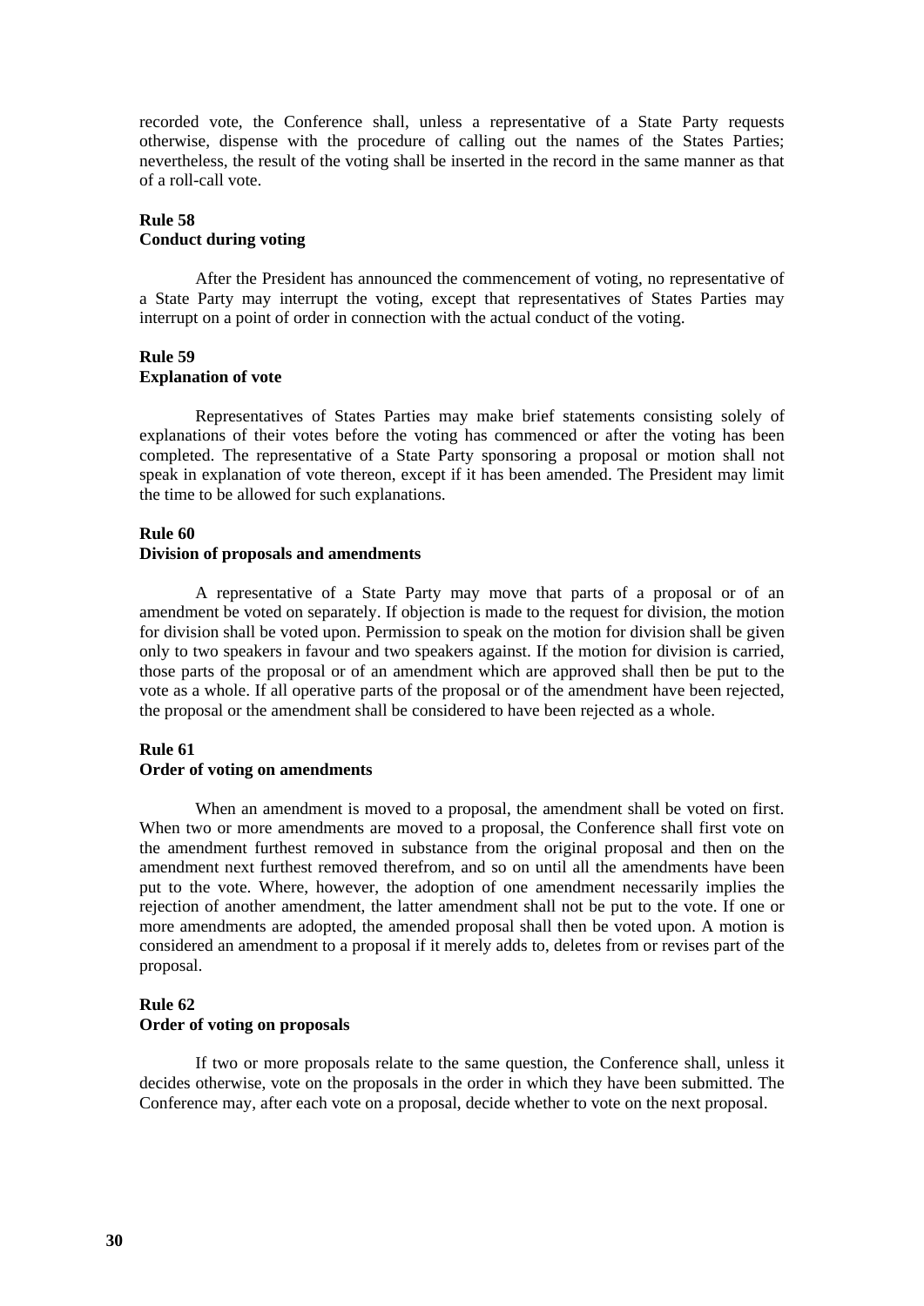recorded vote, the Conference shall, unless a representative of a State Party requests otherwise, dispense with the procedure of calling out the names of the States Parties; nevertheless, the result of the voting shall be inserted in the record in the same manner as that of a roll-call vote.

**Rule 58**
**Conduct during voting**

After the President has announced the commencement of voting, no representative of a State Party may interrupt the voting, except that representatives of States Parties may interrupt on a point of order in connection with the actual conduct of the voting.

**Rule 59**
**Explanation of vote**

Representatives of States Parties may make brief statements consisting solely of explanations of their votes before the voting has commenced or after the voting has been completed. The representative of a State Party sponsoring a proposal or motion shall not speak in explanation of vote thereon, except if it has been amended. The President may limit the time to be allowed for such explanations.

**Rule 60**
**Division of proposals and amendments**

A representative of a State Party may move that parts of a proposal or of an amendment be voted on separately. If objection is made to the request for division, the motion for division shall be voted upon. Permission to speak on the motion for division shall be given only to two speakers in favour and two speakers against. If the motion for division is carried, those parts of the proposal or of an amendment which are approved shall then be put to the vote as a whole. If all operative parts of the proposal or of the amendment have been rejected, the proposal or the amendment shall be considered to have been rejected as a whole.

**Rule 61**
**Order of voting on amendments**

When an amendment is moved to a proposal, the amendment shall be voted on first. When two or more amendments are moved to a proposal, the Conference shall first vote on the amendment furthest removed in substance from the original proposal and then on the amendment next furthest removed therefrom, and so on until all the amendments have been put to the vote. Where, however, the adoption of one amendment necessarily implies the rejection of another amendment, the latter amendment shall not be put to the vote. If one or more amendments are adopted, the amended proposal shall then be voted upon. A motion is considered an amendment to a proposal if it merely adds to, deletes from or revises part of the proposal.

**Rule 62**
**Order of voting on proposals**

If two or more proposals relate to the same question, the Conference shall, unless it decides otherwise, vote on the proposals in the order in which they have been submitted. The Conference may, after each vote on a proposal, decide whether to vote on the next proposal.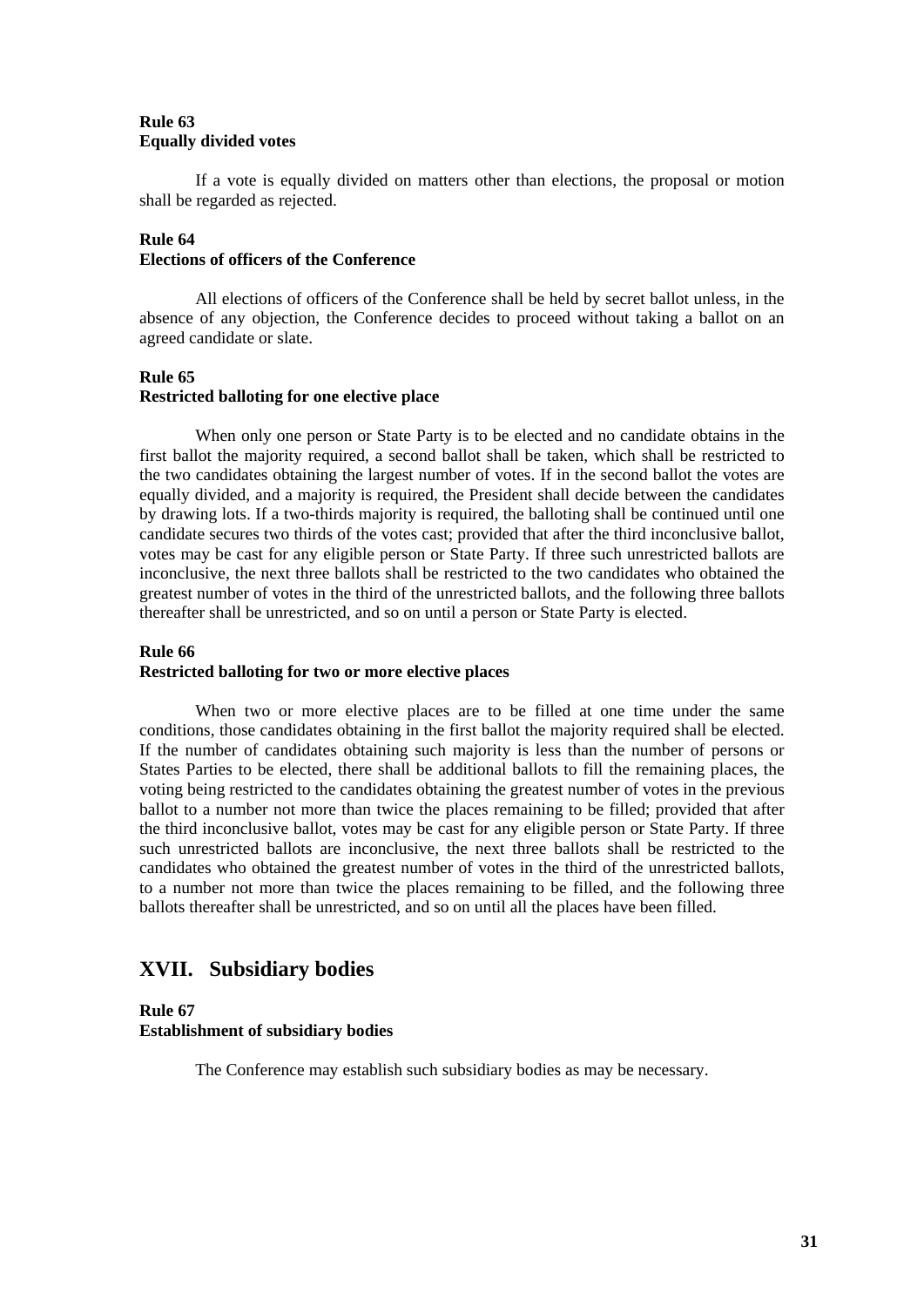**Rule 63**
**Equally divided votes**

If a vote is equally divided on matters other than elections, the proposal or motion shall be regarded as rejected.

**Rule 64**
**Elections of officers of the Conference**

All elections of officers of the Conference shall be held by secret ballot unless, in the absence of any objection, the Conference decides to proceed without taking a ballot on an agreed candidate or slate.

**Rule 65**
**Restricted balloting for one elective place**

When only one person or State Party is to be elected and no candidate obtains in the first ballot the majority required, a second ballot shall be taken, which shall be restricted to the two candidates obtaining the largest number of votes. If in the second ballot the votes are equally divided, and a majority is required, the President shall decide between the candidates by drawing lots. If a two-thirds majority is required, the balloting shall be continued until one candidate secures two thirds of the votes cast; provided that after the third inconclusive ballot, votes may be cast for any eligible person or State Party. If three such unrestricted ballots are inconclusive, the next three ballots shall be restricted to the two candidates who obtained the greatest number of votes in the third of the unrestricted ballots, and the following three ballots thereafter shall be unrestricted, and so on until a person or State Party is elected.

**Rule 66**
**Restricted balloting for two or more elective places**

When two or more elective places are to be filled at one time under the same conditions, those candidates obtaining in the first ballot the majority required shall be elected. If the number of candidates obtaining such majority is less than the number of persons or States Parties to be elected, there shall be additional ballots to fill the remaining places, the voting being restricted to the candidates obtaining the greatest number of votes in the previous ballot to a number not more than twice the places remaining to be filled; provided that after the third inconclusive ballot, votes may be cast for any eligible person or State Party. If three such unrestricted ballots are inconclusive, the next three ballots shall be restricted to the candidates who obtained the greatest number of votes in the third of the unrestricted ballots, to a number not more than twice the places remaining to be filled, and the following three ballots thereafter shall be unrestricted, and so on until all the places have been filled.

## XVII. Subsidiary bodies

**Rule 67**
**Establishment of subsidiary bodies**

The Conference may establish such subsidiary bodies as may be necessary.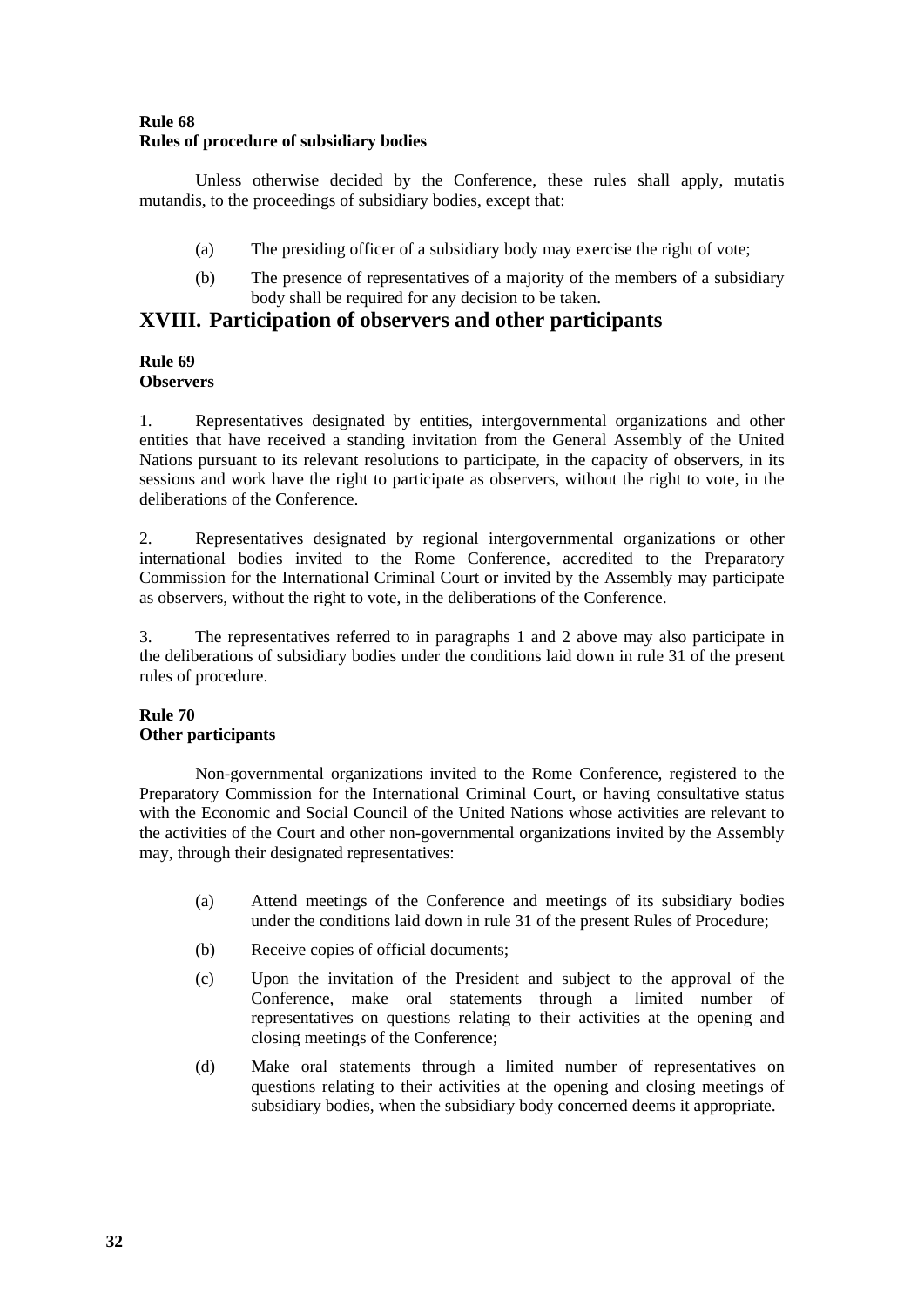**Rule 68**
**Rules of procedure of subsidiary bodies**

Unless otherwise decided by the Conference, these rules shall apply, mutatis mutandis, to the proceedings of subsidiary bodies, except that:

(a) The presiding officer of a subsidiary body may exercise the right of vote;

(b) The presence of representatives of a majority of the members of a subsidiary body shall be required for any decision to be taken.

## XVIII. Participation of observers and other participants

**Rule 69**
**Observers**

1. Representatives designated by entities, intergovernmental organizations and other entities that have received a standing invitation from the General Assembly of the United Nations pursuant to its relevant resolutions to participate, in the capacity of observers, in its sessions and work have the right to participate as observers, without the right to vote, in the deliberations of the Conference.

2. Representatives designated by regional intergovernmental organizations or other international bodies invited to the Rome Conference, accredited to the Preparatory Commission for the International Criminal Court or invited by the Assembly may participate as observers, without the right to vote, in the deliberations of the Conference.

3. The representatives referred to in paragraphs 1 and 2 above may also participate in the deliberations of subsidiary bodies under the conditions laid down in rule 31 of the present rules of procedure.

**Rule 70**
**Other participants**

Non-governmental organizations invited to the Rome Conference, registered to the Preparatory Commission for the International Criminal Court, or having consultative status with the Economic and Social Council of the United Nations whose activities are relevant to the activities of the Court and other non-governmental organizations invited by the Assembly may, through their designated representatives:

(a) Attend meetings of the Conference and meetings of its subsidiary bodies under the conditions laid down in rule 31 of the present Rules of Procedure;

(b) Receive copies of official documents;

(c) Upon the invitation of the President and subject to the approval of the Conference, make oral statements through a limited number of representatives on questions relating to their activities at the opening and closing meetings of the Conference;

(d) Make oral statements through a limited number of representatives on questions relating to their activities at the opening and closing meetings of subsidiary bodies, when the subsidiary body concerned deems it appropriate.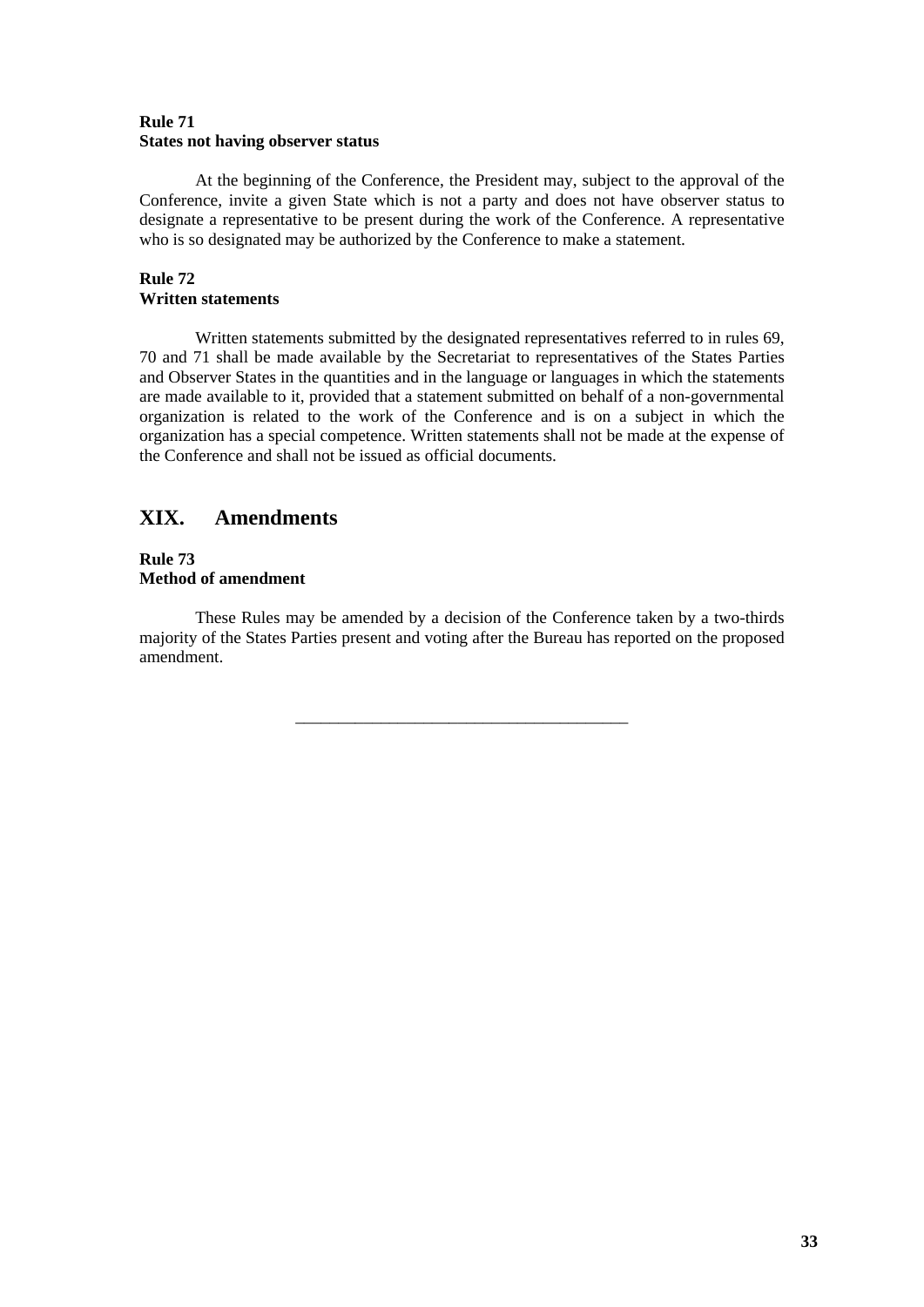**Rule 71**
**States not having observer status**

At the beginning of the Conference, the President may, subject to the approval of the Conference, invite a given State which is not a party and does not have observer status to designate a representative to be present during the work of the Conference. A representative who is so designated may be authorized by the Conference to make a statement.

**Rule 72**
**Written statements**

Written statements submitted by the designated representatives referred to in rules 69, 70 and 71 shall be made available by the Secretariat to representatives of the States Parties and Observer States in the quantities and in the language or languages in which the statements are made available to it, provided that a statement submitted on behalf of a non-governmental organization is related to the work of the Conference and is on a subject in which the organization has a special competence. Written statements shall not be made at the expense of the Conference and shall not be issued as official documents.

## XIX. Amendments

**Rule 73**
**Method of amendment**

These Rules may be amended by a decision of the Conference taken by a two-thirds majority of the States Parties present and voting after the Bureau has reported on the proposed amendment.

\_\_\_\_\_\_\_\_\_\_\_\_\_\_\_\_\_\_\_\_\_\_\_\_\_\_\_\_\_\_\_\_\_\_\_\_\_\_\_\_